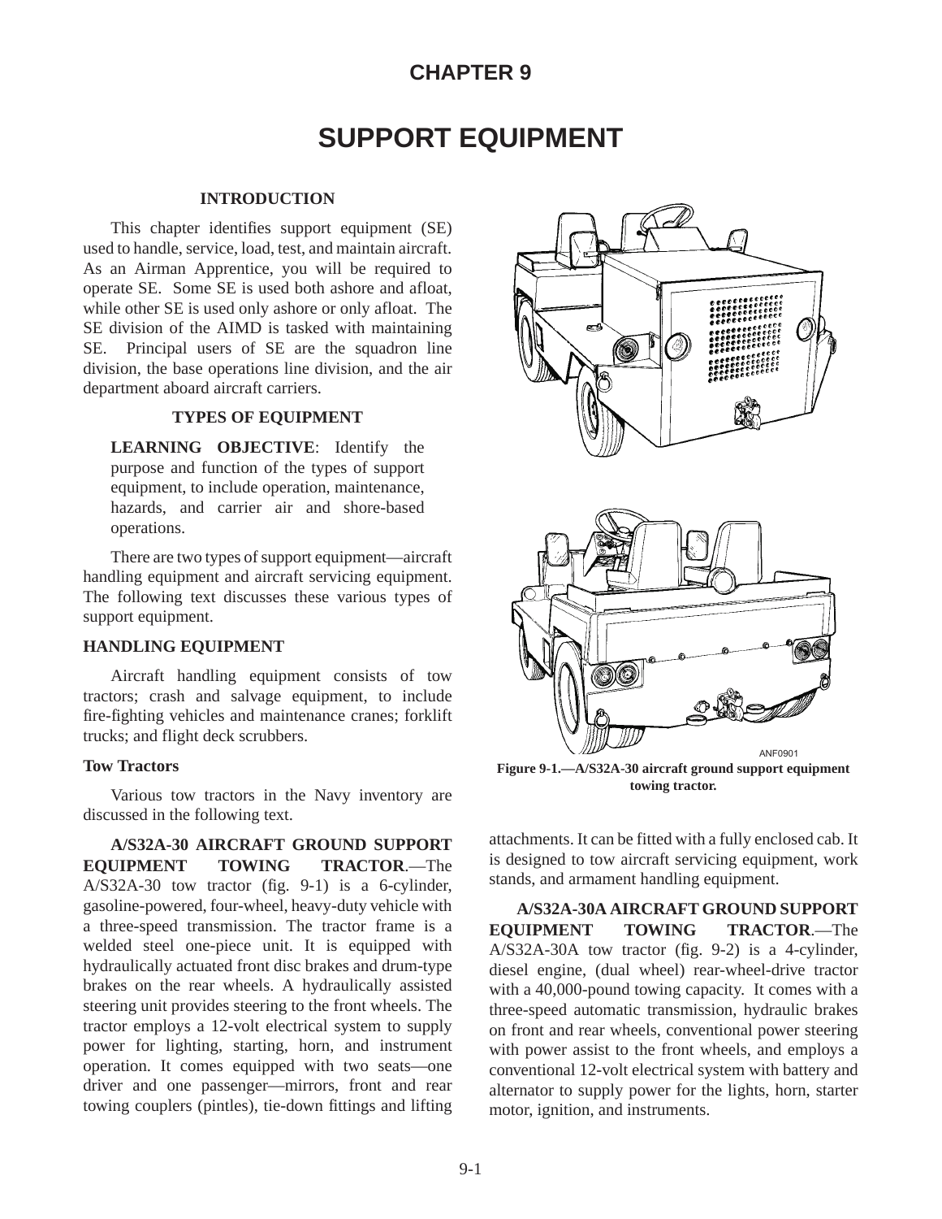# CHAPTER 9

# SUPPORT EQUIPMENT

### INTRODUCTION

This chapter identifies support equipment (SE) used to handle, service, load, test, and maintain aircraft. As an Airman Apprentice, you will be required to operate SE. Some SE is used both ashore and afloat, while other SE is used only ashore or only afloat. The SE division of the AIMD is tasked with maintaining SE. Principal users of SE are the squadron line division, the base operations line division, and the air department aboard aircraft carriers.

### TYPES OF EQUIPMENT

**LEARNING OBJECTIVE**: Identify the purpose and function of the types of support equipment, to include operation, maintenance, hazards, and carrier air and shore-based operations.

There are two types of support equipment—aircraft handling equipment and aircraft servicing equipment. The following text discusses these various types of support equipment.

### HANDLING EQUIPMENT

Aircraft handling equipment consists of tow tractors; crash and salvage equipment, to include fire-fighting vehicles and maintenance cranes; forklift trucks; and flight deck scrubbers.

#### Tow Tractors

Various tow tractors in the Navy inventory are discussed in the following text.

**A/S32A-30 AIRCRAFT GROUND SUPPORT EQUIPMENT TOWING TRACTOR**.—The A/S32A-30 tow tractor (fig. 9-1) is a 6-cylinder, gasoline-powered, four-wheel, heavy-duty vehicle with a three-speed transmission. The tractor frame is a welded steel one-piece unit. It is equipped with hydraulically actuated front disc brakes and drum-type brakes on the rear wheels. A hydraulically assisted steering unit provides steering to the front wheels. The tractor employs a 12-volt electrical system to supply power for lighting, starting, horn, and instrument operation. It comes equipped with two seats—one driver and one passenger—mirrors, front and rear towing couplers (pintles), tie-down fittings and lifting attachments. It can be fitted with a fully enclosed cab. It is designed to tow aircraft servicing equipment, work stands, and armament handling equipment.

ANF0901

**Figure 9-1.—A/S32A-30 aircraft ground support equipment towing tractor.**

**A/S32A-30A AIRCRAFT GROUND SUPPORT EQUIPMENT TOWING TRACTOR**.—The A/S32A-30A tow tractor (fig. 9-2) is a 4-cylinder, diesel engine, (dual wheel) rear-wheel-drive tractor with a 40,000-pound towing capacity. It comes with a three-speed automatic transmission, hydraulic brakes on front and rear wheels, conventional power steering with power assist to the front wheels, and employs a conventional 12-volt electrical system with battery and alternator to supply power for the lights, horn, starter motor, ignition, and instruments.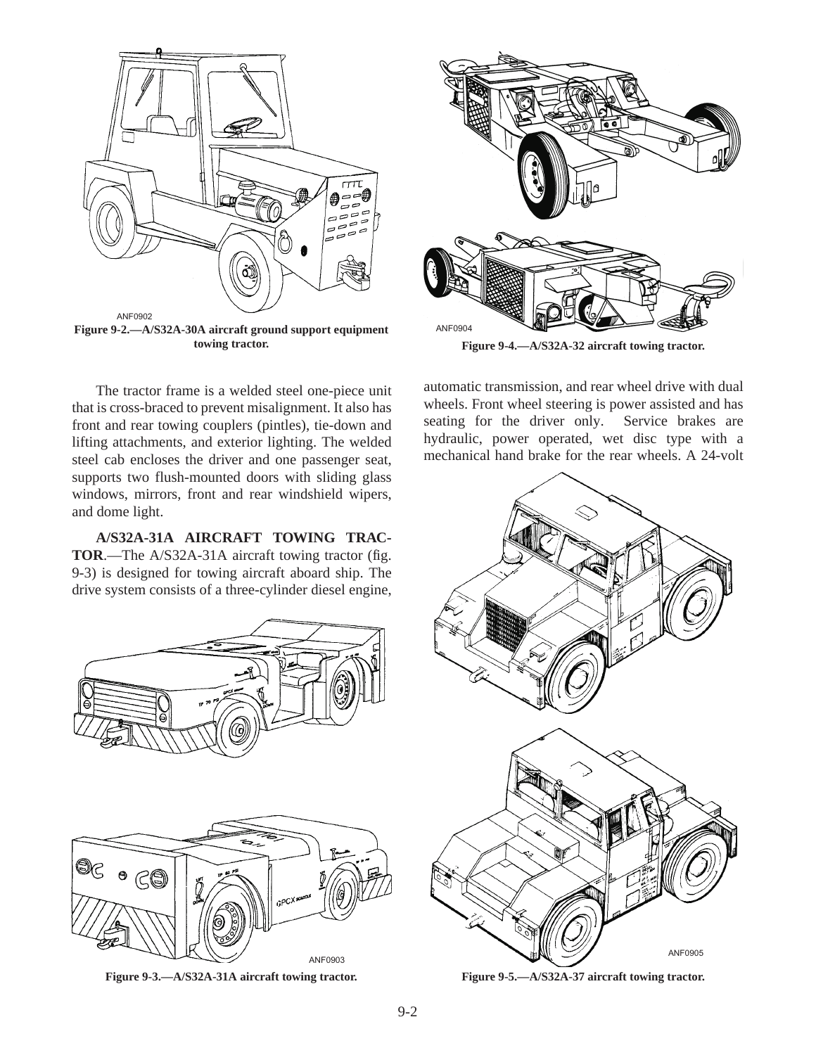Figure 9-2.—A/S32A-30A aircraft ground support equipment towing tractor.

Figure 9-4.—A/S32A-32 aircraft towing tractor.

The tractor frame is a welded steel one-piece unit that is cross-braced to prevent misalignment. It also has front and rear towing couplers (pintles), tie-down and lifting attachments, and exterior lighting. The welded steel cab encloses the driver and one passenger seat, supports two flush-mounted doors with sliding glass windows, mirrors, front and rear windshield wipers, and dome light.

**A/S32A-31A AIRCRAFT TOWING TRACTOR**.—The A/S32A-31A aircraft towing tractor (fig. 9-3) is designed for towing aircraft aboard ship. The drive system consists of a three-cylinder diesel engine, automatic transmission, and rear wheel drive with dual wheels. Front wheel steering is power assisted and has seating for the driver only. Service brakes are hydraulic, power operated, wet disc type with a mechanical hand brake for the rear wheels. A 24-volt

Figure 9-3.—A/S32A-31A aircraft towing tractor.

Figure 9-5.—A/S32A-37 aircraft towing tractor.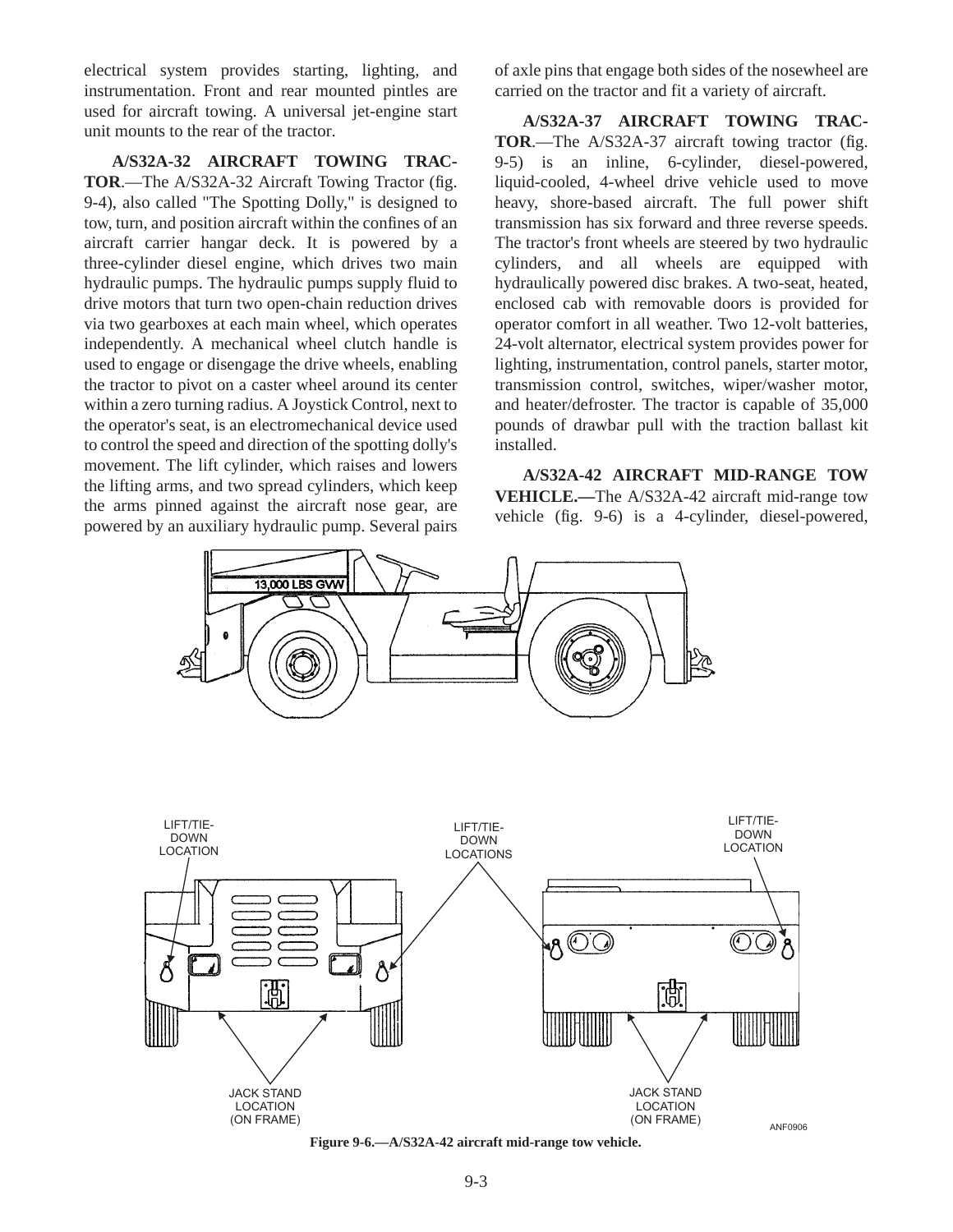electrical system provides starting, lighting, and instrumentation. Front and rear mounted pintles are used for aircraft towing. A universal jet-engine start unit mounts to the rear of the tractor.

**A/S32A-32 AIRCRAFT TOWING TRACTOR**.—The A/S32A-32 Aircraft Towing Tractor (fig. 9-4), also called "The Spotting Dolly," is designed to tow, turn, and position aircraft within the confines of an aircraft carrier hangar deck. It is powered by a three-cylinder diesel engine, which drives two main hydraulic pumps. The hydraulic pumps supply fluid to drive motors that turn two open-chain reduction drives via two gearboxes at each main wheel, which operates independently. A mechanical wheel clutch handle is used to engage or disengage the drive wheels, enabling the tractor to pivot on a caster wheel around its center within a zero turning radius. A Joystick Control, next to the operator's seat, is an electromechanical device used to control the speed and direction of the spotting dolly's movement. The lift cylinder, which raises and lowers the lifting arms, and two spread cylinders, which keep the arms pinned against the aircraft nose gear, are powered by an auxiliary hydraulic pump. Several pairs of axle pins that engage both sides of the nosewheel are carried on the tractor and fit a variety of aircraft.

**A/S32A-37 AIRCRAFT TOWING TRACTOR**.—The A/S32A-37 aircraft towing tractor (fig. 9-5) is an inline, 6-cylinder, diesel-powered, liquid-cooled, 4-wheel drive vehicle used to move heavy, shore-based aircraft. The full power shift transmission has six forward and three reverse speeds. The tractor's front wheels are steered by two hydraulic cylinders, and all wheels are equipped with hydraulically powered disc brakes. A two-seat, heated, enclosed cab with removable doors is provided for operator comfort in all weather. Two 12-volt batteries, 24-volt alternator, electrical system provides power for lighting, instrumentation, control panels, starter motor, transmission control, switches, wiper/washer motor, and heater/defroster. The tractor is capable of 35,000 pounds of drawbar pull with the traction ballast kit installed.

**A/S32A-42 AIRCRAFT MID-RANGE TOW VEHICLE.**—The A/S32A-42 aircraft mid-range tow vehicle (fig. 9-6) is a 4-cylinder, diesel-powered,

Figure 9-6.—A/S32A-42 aircraft mid-range tow vehicle.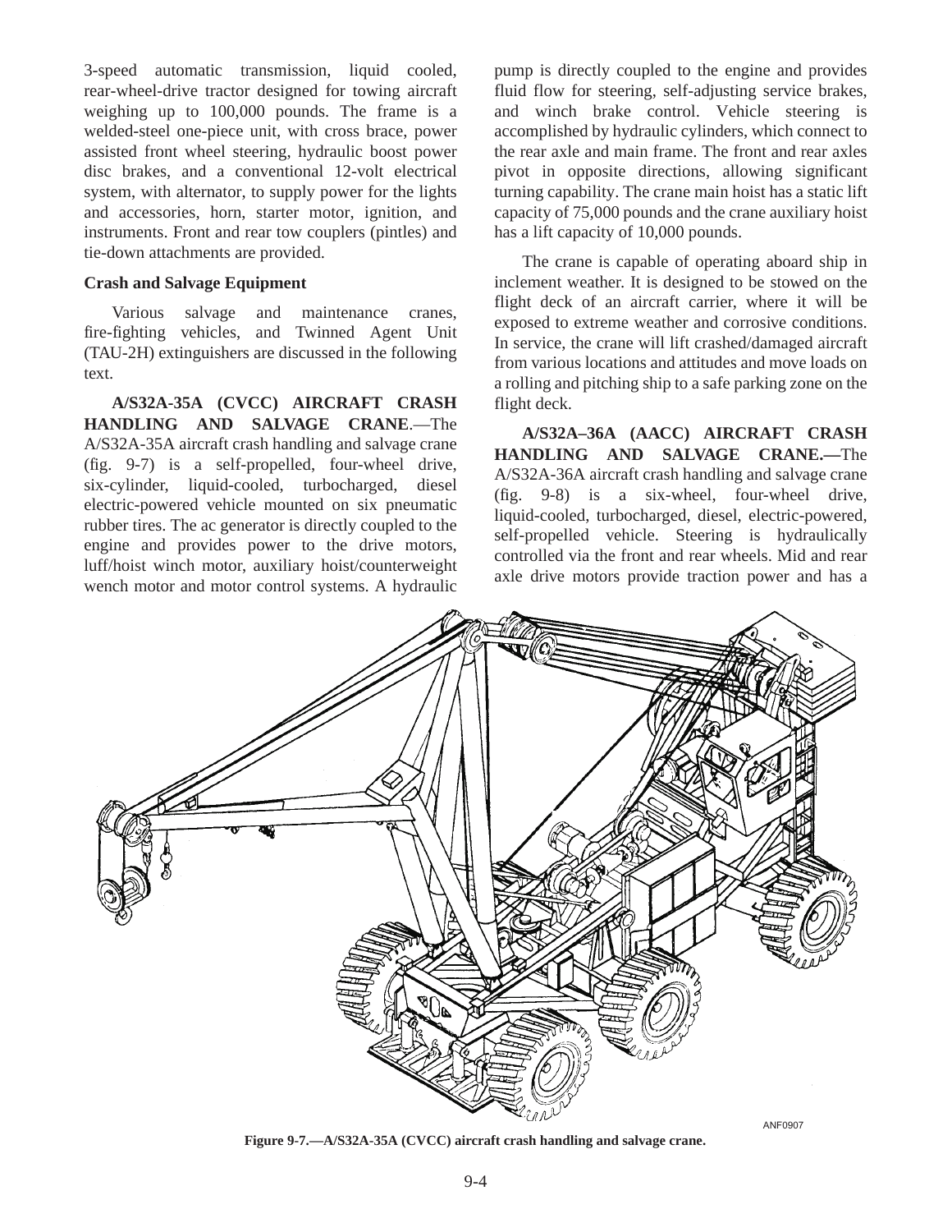3-speed automatic transmission, liquid cooled, rear-wheel-drive tractor designed for towing aircraft weighing up to 100,000 pounds. The frame is a welded-steel one-piece unit, with cross brace, power assisted front wheel steering, hydraulic boost power disc brakes, and a conventional 12-volt electrical system, with alternator, to supply power for the lights and accessories, horn, starter motor, ignition, and instruments. Front and rear tow couplers (pintles) and tie-down attachments are provided.

### Crash and Salvage Equipment

Various salvage and maintenance cranes, fire-fighting vehicles, and Twinned Agent Unit (TAU-2H) extinguishers are discussed in the following text.

**A/S32A-35A (CVCC) AIRCRAFT CRASH HANDLING AND SALVAGE CRANE**.—The A/S32A-35A aircraft crash handling and salvage crane (fig. 9-7) is a self-propelled, four-wheel drive, six-cylinder, liquid-cooled, turbocharged, diesel electric-powered vehicle mounted on six pneumatic rubber tires. The ac generator is directly coupled to the engine and provides power to the drive motors, luff/hoist winch motor, auxiliary hoist/counterweight wench motor and motor control systems. A hydraulic pump is directly coupled to the engine and provides fluid flow for steering, self-adjusting service brakes, and winch brake control. Vehicle steering is accomplished by hydraulic cylinders, which connect to the rear axle and main frame. The front and rear axles pivot in opposite directions, allowing significant turning capability. The crane main hoist has a static lift capacity of 75,000 pounds and the crane auxiliary hoist has a lift capacity of 10,000 pounds.

The crane is capable of operating aboard ship in inclement weather. It is designed to be stowed on the flight deck of an aircraft carrier, where it will be exposed to extreme weather and corrosive conditions. In service, the crane will lift crashed/damaged aircraft from various locations and attitudes and move loads on a rolling and pitching ship to a safe parking zone on the flight deck.

**A/S32A–36A (AACC) AIRCRAFT CRASH HANDLING AND SALVAGE CRANE.—**The A/S32A-36A aircraft crash handling and salvage crane (fig. 9-8) is a six-wheel, four-wheel drive, liquid-cooled, turbocharged, diesel, electric-powered, self-propelled vehicle. Steering is hydraulically controlled via the front and rear wheels. Mid and rear axle drive motors provide traction power and has a

**Figure 9-7.—A/S32A-35A (CVCC) aircraft crash handling and salvage crane.**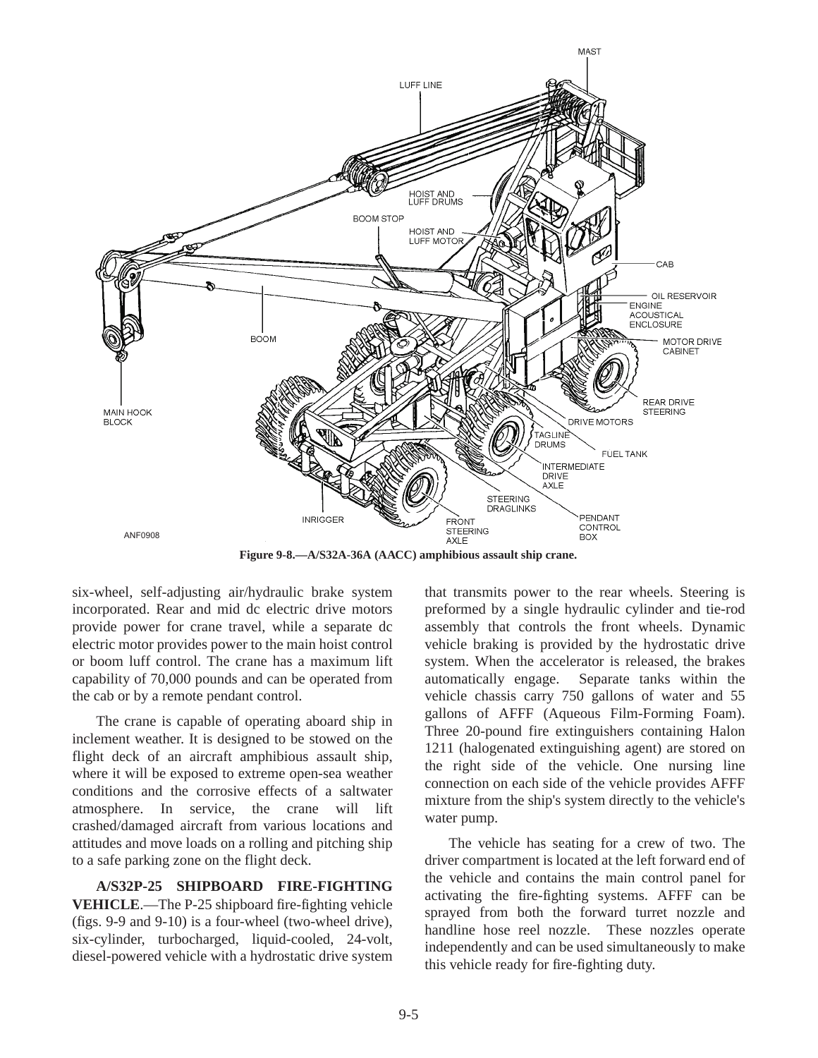Figure 9-8.—A/S32A-36A (AACC) amphibious assault ship crane.

six-wheel, self-adjusting air/hydraulic brake system incorporated. Rear and mid dc electric drive motors provide power for crane travel, while a separate dc electric motor provides power to the main hoist control or boom luff control. The crane has a maximum lift capability of 70,000 pounds and can be operated from the cab or by a remote pendant control.

The crane is capable of operating aboard ship in inclement weather. It is designed to be stowed on the flight deck of an aircraft amphibious assault ship, where it will be exposed to extreme open-sea weather conditions and the corrosive effects of a saltwater atmosphere. In service, the crane will lift crashed/damaged aircraft from various locations and attitudes and move loads on a rolling and pitching ship to a safe parking zone on the flight deck.

**A/S32P-25 SHIPBOARD FIRE-FIGHTING VEHICLE**.—The P-25 shipboard fire-fighting vehicle (figs. 9-9 and 9-10) is a four-wheel (two-wheel drive), six-cylinder, turbocharged, liquid-cooled, 24-volt, diesel-powered vehicle with a hydrostatic drive system that transmits power to the rear wheels. Steering is preformed by a single hydraulic cylinder and tie-rod assembly that controls the front wheels. Dynamic vehicle braking is provided by the hydrostatic drive system. When the accelerator is released, the brakes automatically engage. Separate tanks within the vehicle chassis carry 750 gallons of water and 55 gallons of AFFF (Aqueous Film-Forming Foam). Three 20-pound fire extinguishers containing Halon 1211 (halogenated extinguishing agent) are stored on the right side of the vehicle. One nursing line connection on each side of the vehicle provides AFFF mixture from the ship's system directly to the vehicle's water pump.

The vehicle has seating for a crew of two. The driver compartment is located at the left forward end of the vehicle and contains the main control panel for activating the fire-fighting systems. AFFF can be sprayed from both the forward turret nozzle and handline hose reel nozzle. These nozzles operate independently and can be used simultaneously to make this vehicle ready for fire-fighting duty.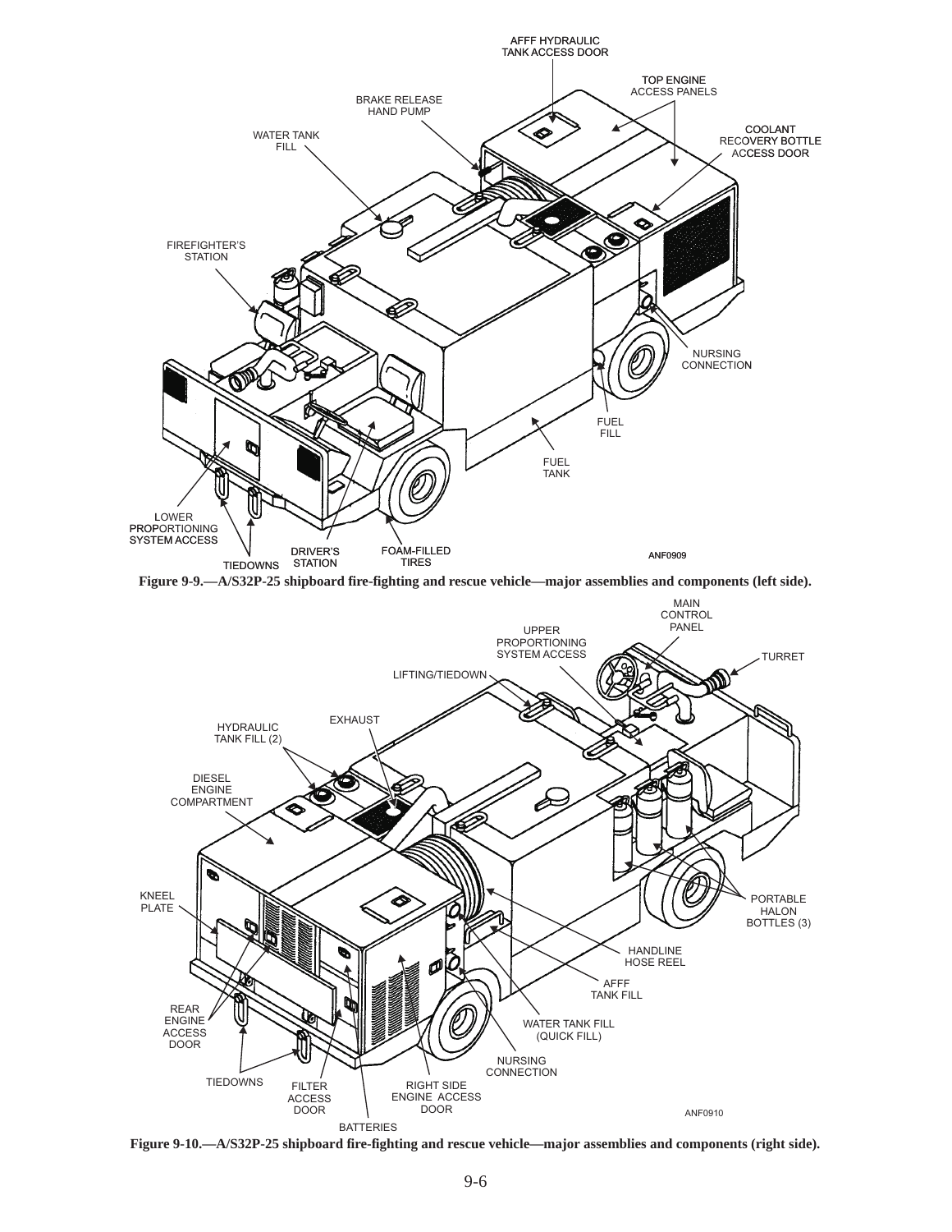**Figure 9-9.—A/S32P-25 shipboard fire-fighting and rescue vehicle—major assemblies and components (left side).**

**Figure 9-10.—A/S32P-25 shipboard fire-fighting and rescue vehicle—major assemblies and components (right side).**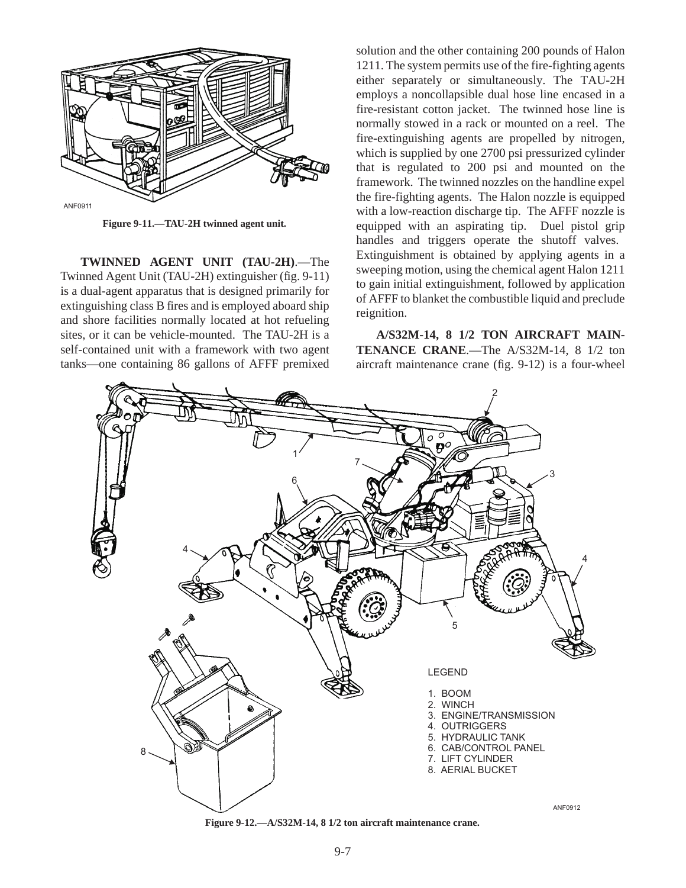ANF0911

**Figure 9-11.—TAU-2H twinned agent unit.**

**TWINNED AGENT UNIT (TAU-2H)**.—The Twinned Agent Unit (TAU-2H) extinguisher (fig. 9-11) is a dual-agent apparatus that is designed primarily for extinguishing class B fires and is employed aboard ship and shore facilities normally located at hot refueling sites, or it can be vehicle-mounted. The TAU-2H is a self-contained unit with a framework with two agent tanks—one containing 86 gallons of AFFF premixed solution and the other containing 200 pounds of Halon 1211. The system permits use of the fire-fighting agents either separately or simultaneously. The TAU-2H employs a noncollapsible dual hose line encased in a fire-resistant cotton jacket. The twinned hose line is normally stowed in a rack or mounted on a reel. The fire-extinguishing agents are propelled by nitrogen, which is supplied by one 2700 psi pressurized cylinder that is regulated to 200 psi and mounted on the framework. The twinned nozzles on the handline expel the fire-fighting agents. The Halon nozzle is equipped with a low-reaction discharge tip. The AFFF nozzle is equipped with an aspirating tip. Duel pistol grip handles and triggers operate the shutoff valves. Extinguishment is obtained by applying agents in a sweeping motion, using the chemical agent Halon 1211 to gain initial extinguishment, followed by application of AFFF to blanket the combustible liquid and preclude reignition.

**A/S32M-14, 8 1/2 TON AIRCRAFT MAINTENANCE CRANE**.—The A/S32M-14, 8 1/2 ton aircraft maintenance crane (fig. 9-12) is a four-wheel

LEGEND

1. BOOM
2. WINCH
3. ENGINE/TRANSMISSION
4. OUTRIGGERS
5. HYDRAULIC TANK
6. CAB/CONTROL PANEL
7. LIFT CYLINDER
8. AERIAL BUCKET

ANF0912

**Figure 9-12.—A/S32M-14, 8 1/2 ton aircraft maintenance crane.**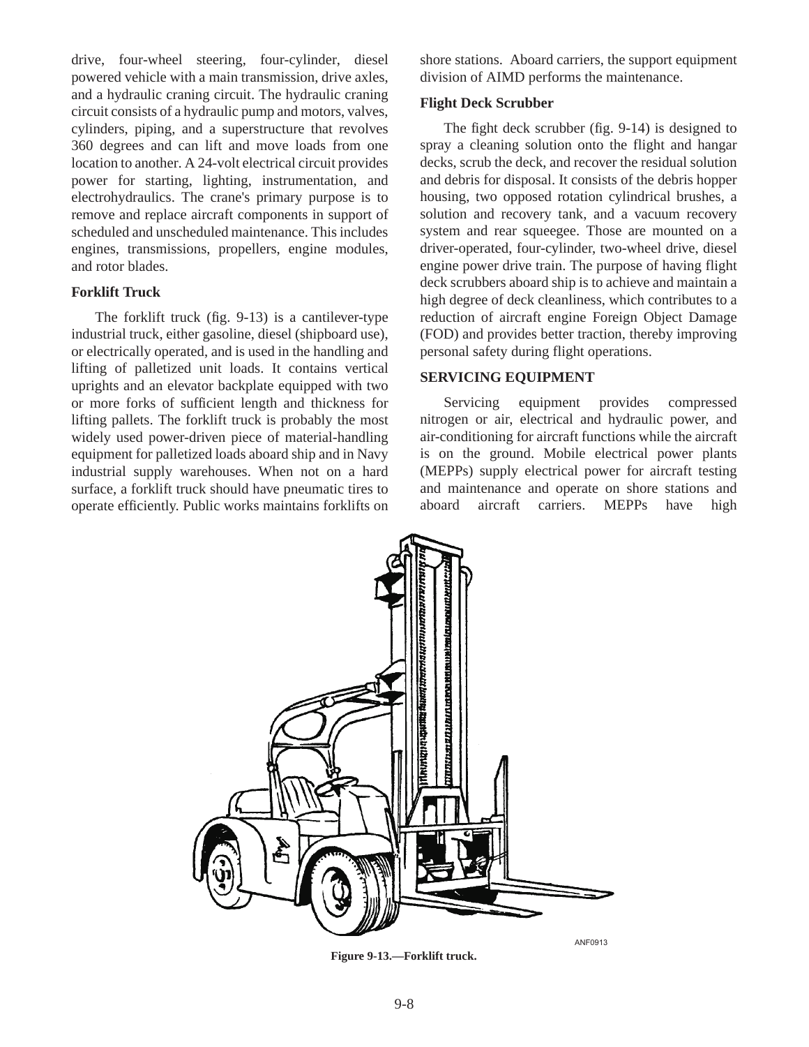drive, four-wheel steering, four-cylinder, diesel powered vehicle with a main transmission, drive axles, and a hydraulic craning circuit. The hydraulic craning circuit consists of a hydraulic pump and motors, valves, cylinders, piping, and a superstructure that revolves 360 degrees and can lift and move loads from one location to another. A 24-volt electrical circuit provides power for starting, lighting, instrumentation, and electrohydraulics. The crane's primary purpose is to remove and replace aircraft components in support of scheduled and unscheduled maintenance. This includes engines, transmissions, propellers, engine modules, and rotor blades.

**Forklift Truck**

The forklift truck (fig. 9-13) is a cantilever-type industrial truck, either gasoline, diesel (shipboard use), or electrically operated, and is used in the handling and lifting of palletized unit loads. It contains vertical uprights and an elevator backplate equipped with two or more forks of sufficient length and thickness for lifting pallets. The forklift truck is probably the most widely used power-driven piece of material-handling equipment for palletized loads aboard ship and in Navy industrial supply warehouses. When not on a hard surface, a forklift truck should have pneumatic tires to operate efficiently. Public works maintains forklifts on shore stations. Aboard carriers, the support equipment division of AIMD performs the maintenance.

**Flight Deck Scrubber**

The fight deck scrubber (fig. 9-14) is designed to spray a cleaning solution onto the flight and hangar decks, scrub the deck, and recover the residual solution and debris for disposal. It consists of the debris hopper housing, two opposed rotation cylindrical brushes, a solution and recovery tank, and a vacuum recovery system and rear squeegee. Those are mounted on a driver-operated, four-cylinder, two-wheel drive, diesel engine power drive train. The purpose of having flight deck scrubbers aboard ship is to achieve and maintain a high degree of deck cleanliness, which contributes to a reduction of aircraft engine Foreign Object Damage (FOD) and provides better traction, thereby improving personal safety during flight operations.

**SERVICING EQUIPMENT**

Servicing equipment provides compressed nitrogen or air, electrical and hydraulic power, and air-conditioning for aircraft functions while the aircraft is on the ground. Mobile electrical power plants (MEPPs) supply electrical power for aircraft testing and maintenance and operate on shore stations and aboard aircraft carriers. MEPPs have high

ANF0913

**Figure 9-13.—Forklift truck.**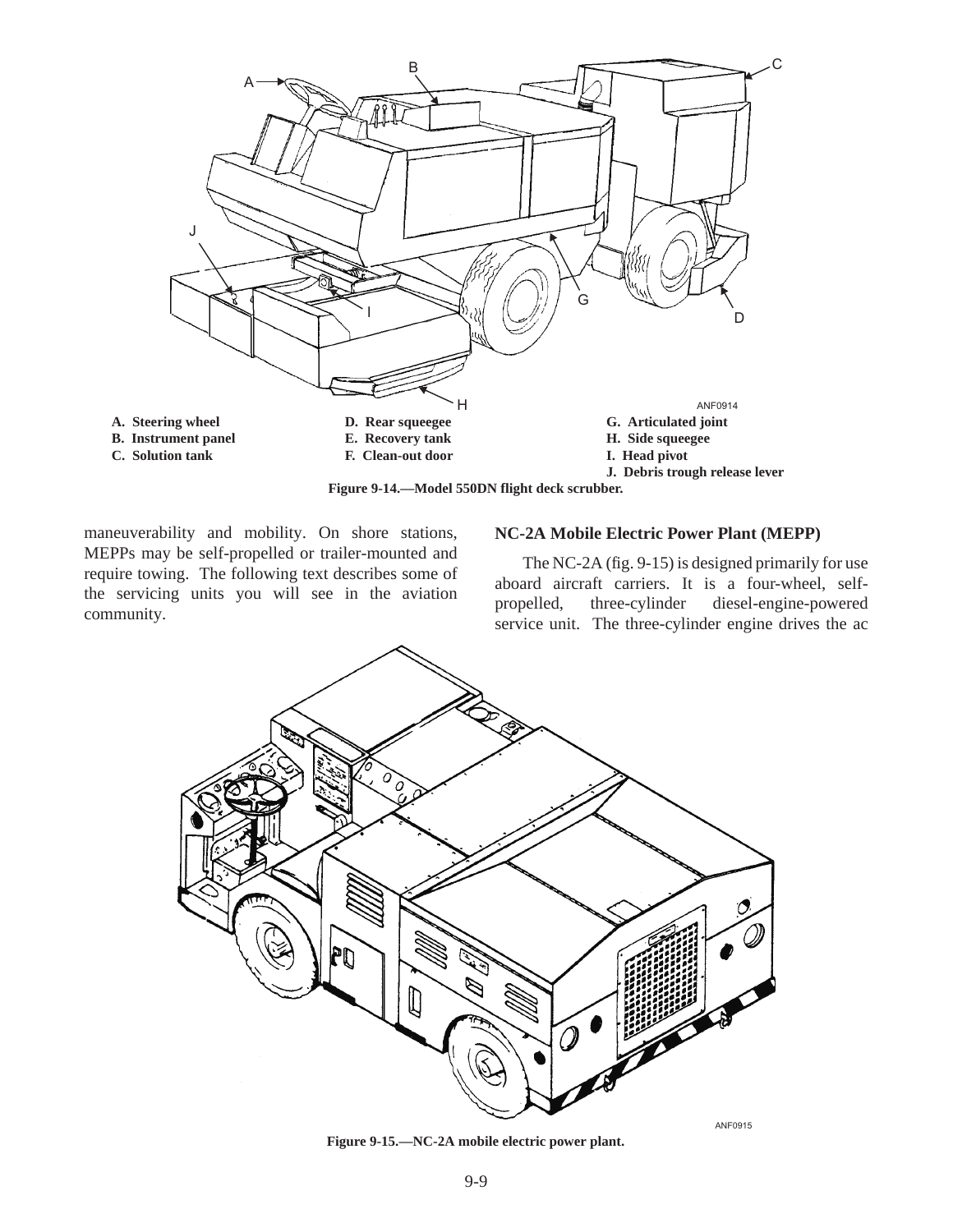A. Steering wheel
B. Instrument panel
C. Solution tank
D. Rear squeegee
E. Recovery tank
F. Clean-out door
G. Articulated joint
H. Side squeegee
I. Head pivot
J. Debris trough release lever

**Figure 9-14.—Model 550DN flight deck scrubber.**

maneuverability and mobility. On shore stations, MEPPs may be self-propelled or trailer-mounted and require towing. The following text describes some of the servicing units you will see in the aviation community.

### NC-2A Mobile Electric Power Plant (MEPP)

The NC-2A (fig. 9-15) is designed primarily for use aboard aircraft carriers. It is a four-wheel, self-propelled, three-cylinder diesel-engine-powered service unit. The three-cylinder engine drives the ac

**Figure 9-15.—NC-2A mobile electric power plant.**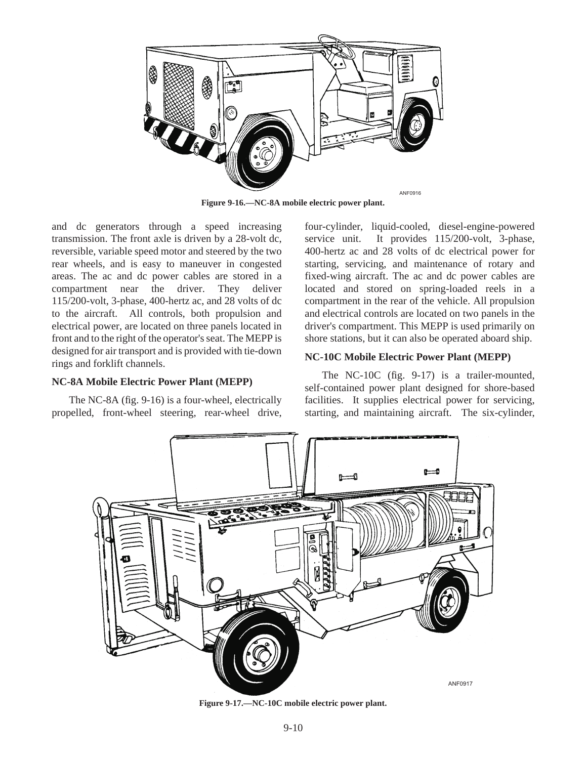Figure 9-16.—NC-8A mobile electric power plant.

and dc generators through a speed increasing transmission. The front axle is driven by a 28-volt dc, reversible, variable speed motor and steered by the two rear wheels, and is easy to maneuver in congested areas. The ac and dc power cables are stored in a compartment near the driver. They deliver 115/200-volt, 3-phase, 400-hertz ac, and 28 volts of dc to the aircraft. All controls, both propulsion and electrical power, are located on three panels located in front and to the right of the operator's seat. The MEPP is designed for air transport and is provided with tie-down rings and forklift channels.

**NC-8A Mobile Electric Power Plant (MEPP)**

The NC-8A (fig. 9-16) is a four-wheel, electrically propelled, front-wheel steering, rear-wheel drive, four-cylinder, liquid-cooled, diesel-engine-powered service unit. It provides 115/200-volt, 3-phase, 400-hertz ac and 28 volts of dc electrical power for starting, servicing, and maintenance of rotary and fixed-wing aircraft. The ac and dc power cables are located and stored on spring-loaded reels in a compartment in the rear of the vehicle. All propulsion and electrical controls are located on two panels in the driver's compartment. This MEPP is used primarily on shore stations, but it can also be operated aboard ship.

**NC-10C Mobile Electric Power Plant (MEPP)**

The NC-10C (fig. 9-17) is a trailer-mounted, self-contained power plant designed for shore-based facilities. It supplies electrical power for servicing, starting, and maintaining aircraft. The six-cylinder,

Figure 9-17.—NC-10C mobile electric power plant.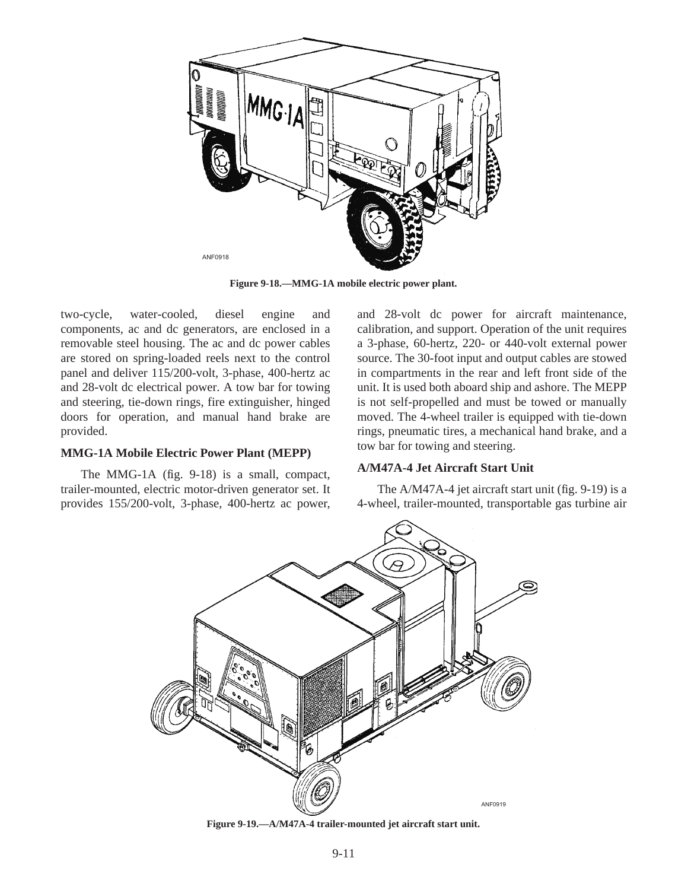Figure 9-18.—MMG-1A mobile electric power plant.

two-cycle, water-cooled, diesel engine and components, ac and dc generators, are enclosed in a removable steel housing. The ac and dc power cables are stored on spring-loaded reels next to the control panel and deliver 115/200-volt, 3-phase, 400-hertz ac and 28-volt dc electrical power. A tow bar for towing and steering, tie-down rings, fire extinguisher, hinged doors for operation, and manual hand brake are provided.

### MMG-1A Mobile Electric Power Plant (MEPP)

The MMG-1A (fig. 9-18) is a small, compact, trailer-mounted, electric motor-driven generator set. It provides 155/200-volt, 3-phase, 400-hertz ac power, and 28-volt dc power for aircraft maintenance, calibration, and support. Operation of the unit requires a 3-phase, 60-hertz, 220- or 440-volt external power source. The 30-foot input and output cables are stowed in compartments in the rear and left front side of the unit. It is used both aboard ship and ashore. The MEPP is not self-propelled and must be towed or manually moved. The 4-wheel trailer is equipped with tie-down rings, pneumatic tires, a mechanical hand brake, and a tow bar for towing and steering.

### A/M47A-4 Jet Aircraft Start Unit

The A/M47A-4 jet aircraft start unit (fig. 9-19) is a 4-wheel, trailer-mounted, transportable gas turbine air

Figure 9-19.—A/M47A-4 trailer-mounted jet aircraft start unit.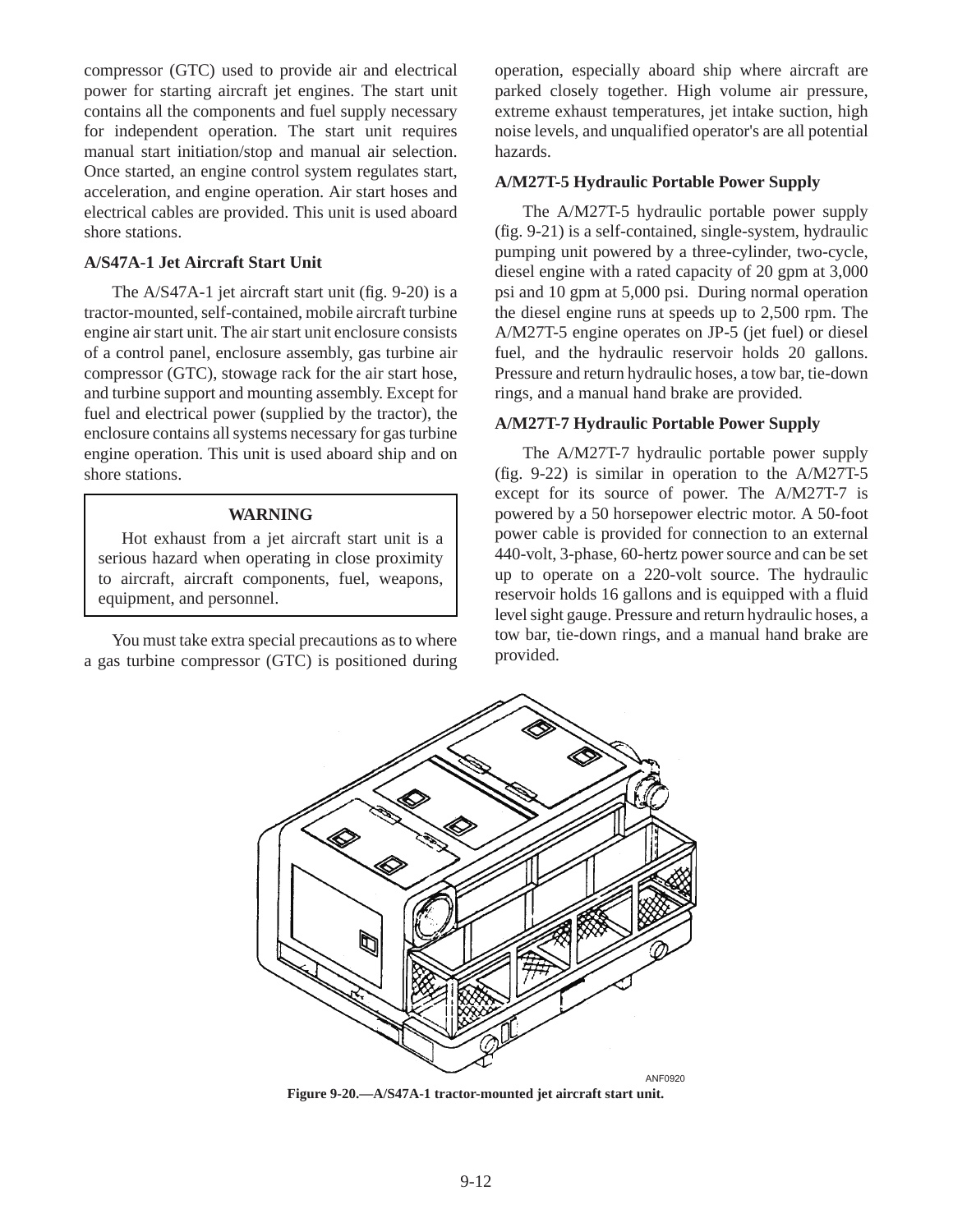compressor (GTC) used to provide air and electrical power for starting aircraft jet engines. The start unit contains all the components and fuel supply necessary for independent operation. The start unit requires manual start initiation/stop and manual air selection. Once started, an engine control system regulates start, acceleration, and engine operation. Air start hoses and electrical cables are provided. This unit is used aboard shore stations.

**A/S47A-1 Jet Aircraft Start Unit**

The A/S47A-1 jet aircraft start unit (fig. 9-20) is a tractor-mounted, self-contained, mobile aircraft turbine engine air start unit. The air start unit enclosure consists of a control panel, enclosure assembly, gas turbine air compressor (GTC), stowage rack for the air start hose, and turbine support and mounting assembly. Except for fuel and electrical power (supplied by the tractor), the enclosure contains all systems necessary for gas turbine engine operation. This unit is used aboard ship and on shore stations.

**WARNING**

Hot exhaust from a jet aircraft start unit is a serious hazard when operating in close proximity to aircraft, aircraft components, fuel, weapons, equipment, and personnel.

You must take extra special precautions as to where a gas turbine compressor (GTC) is positioned during operation, especially aboard ship where aircraft are parked closely together. High volume air pressure, extreme exhaust temperatures, jet intake suction, high noise levels, and unqualified operator's are all potential hazards.

**A/M27T-5 Hydraulic Portable Power Supply**

The A/M27T-5 hydraulic portable power supply (fig. 9-21) is a self-contained, single-system, hydraulic pumping unit powered by a three-cylinder, two-cycle, diesel engine with a rated capacity of 20 gpm at 3,000 psi and 10 gpm at 5,000 psi. During normal operation the diesel engine runs at speeds up to 2,500 rpm. The A/M27T-5 engine operates on JP-5 (jet fuel) or diesel fuel, and the hydraulic reservoir holds 20 gallons. Pressure and return hydraulic hoses, a tow bar, tie-down rings, and a manual hand brake are provided.

**A/M27T-7 Hydraulic Portable Power Supply**

The A/M27T-7 hydraulic portable power supply (fig. 9-22) is similar in operation to the A/M27T-5 except for its source of power. The A/M27T-7 is powered by a 50 horsepower electric motor. A 50-foot power cable is provided for connection to an external 440-volt, 3-phase, 60-hertz power source and can be set up to operate on a 220-volt source. The hydraulic reservoir holds 16 gallons and is equipped with a fluid level sight gauge. Pressure and return hydraulic hoses, a tow bar, tie-down rings, and a manual hand brake are provided.

ANF0920

**Figure 9-20.—A/S47A-1 tractor-mounted jet aircraft start unit.**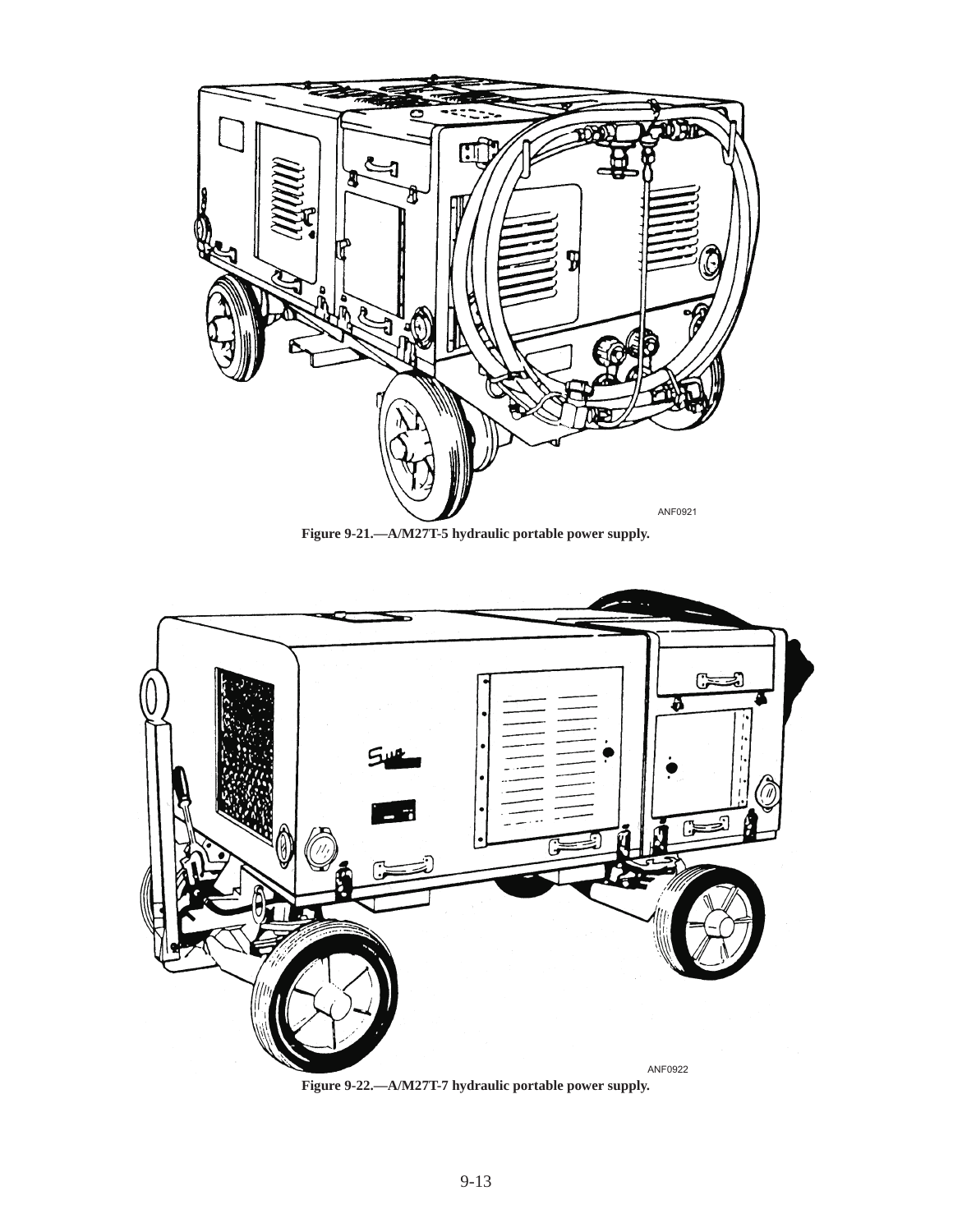ANF0921

Figure 9-21.—A/M27T-5 hydraulic portable power supply.

ANF0922

Figure 9-22.—A/M27T-7 hydraulic portable power supply.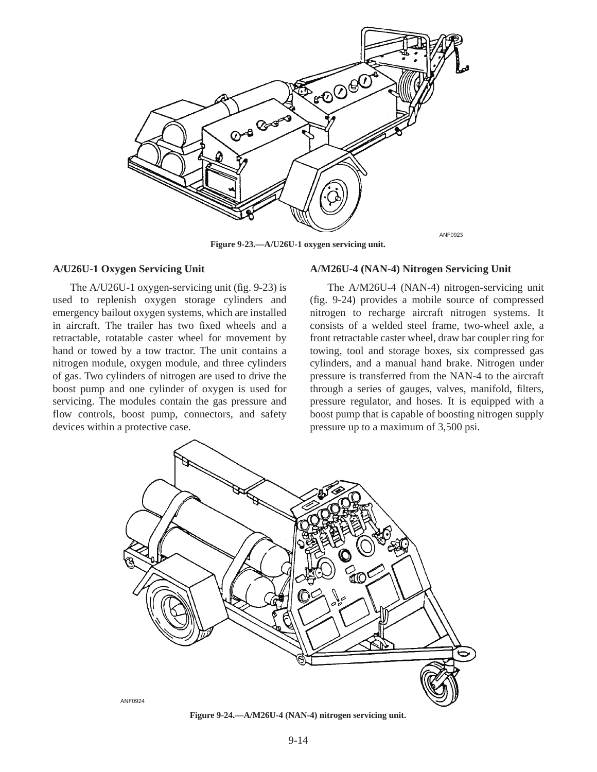Figure 9-23.—A/U26U-1 oxygen servicing unit.

### A/U26U-1 Oxygen Servicing Unit

The A/U26U-1 oxygen-servicing unit (fig. 9-23) is used to replenish oxygen storage cylinders and emergency bailout oxygen systems, which are installed in aircraft. The trailer has two fixed wheels and a retractable, rotatable caster wheel for movement by hand or towed by a tow tractor. The unit contains a nitrogen module, oxygen module, and three cylinders of gas. Two cylinders of nitrogen are used to drive the boost pump and one cylinder of oxygen is used for servicing. The modules contain the gas pressure and flow controls, boost pump, connectors, and safety devices within a protective case.

### A/M26U-4 (NAN-4) Nitrogen Servicing Unit

The A/M26U-4 (NAN-4) nitrogen-servicing unit (fig. 9-24) provides a mobile source of compressed nitrogen to recharge aircraft nitrogen systems. It consists of a welded steel frame, two-wheel axle, a front retractable caster wheel, draw bar coupler ring for towing, tool and storage boxes, six compressed gas cylinders, and a manual hand brake. Nitrogen under pressure is transferred from the NAN-4 to the aircraft through a series of gauges, valves, manifold, filters, pressure regulator, and hoses. It is equipped with a boost pump that is capable of boosting nitrogen supply pressure up to a maximum of 3,500 psi.

Figure 9-24.—A/M26U-4 (NAN-4) nitrogen servicing unit.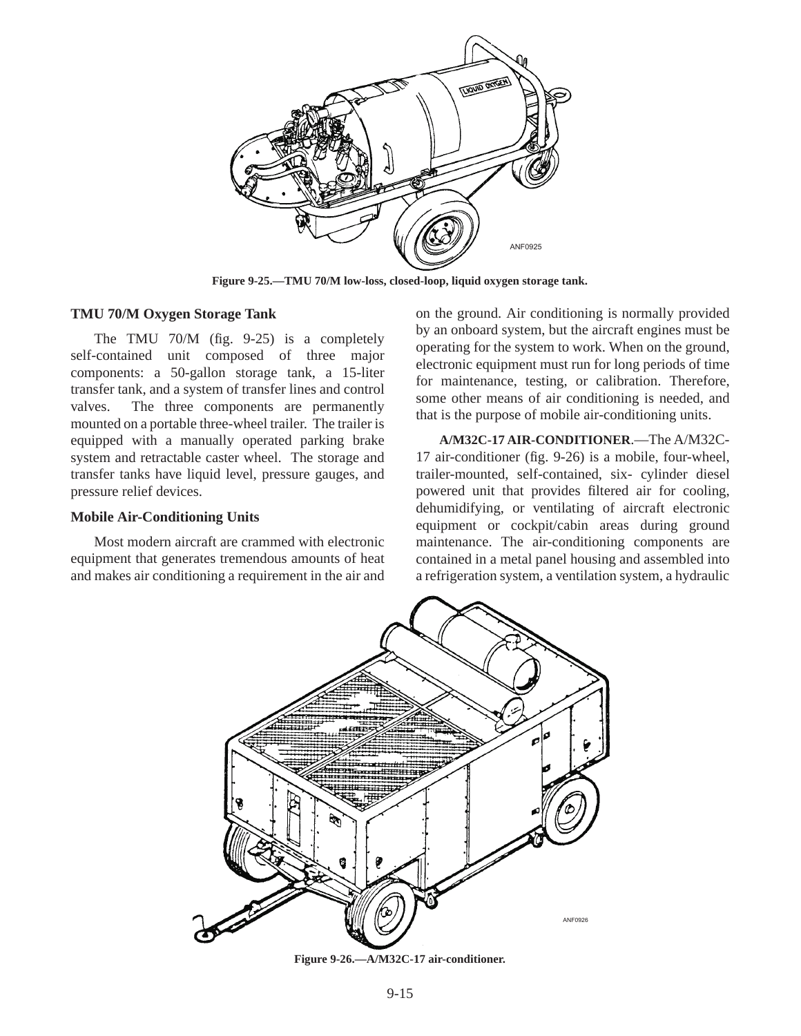Figure 9-25.—TMU 70/M low-loss, closed-loop, liquid oxygen storage tank.

### TMU 70/M Oxygen Storage Tank

The TMU 70/M (fig. 9-25) is a completely self-contained unit composed of three major components: a 50-gallon storage tank, a 15-liter transfer tank, and a system of transfer lines and control valves. The three components are permanently mounted on a portable three-wheel trailer. The trailer is equipped with a manually operated parking brake system and retractable caster wheel. The storage and transfer tanks have liquid level, pressure gauges, and pressure relief devices.

### Mobile Air-Conditioning Units

Most modern aircraft are crammed with electronic equipment that generates tremendous amounts of heat and makes air conditioning a requirement in the air and on the ground. Air conditioning is normally provided by an onboard system, but the aircraft engines must be operating for the system to work. When on the ground, electronic equipment must run for long periods of time for maintenance, testing, or calibration. Therefore, some other means of air conditioning is needed, and that is the purpose of mobile air-conditioning units.

**A/M32C-17 AIR-CONDITIONER**.—The A/M32C-17 air-conditioner (fig. 9-26) is a mobile, four-wheel, trailer-mounted, self-contained, six- cylinder diesel powered unit that provides filtered air for cooling, dehumidifying, or ventilating of aircraft electronic equipment or cockpit/cabin areas during ground maintenance. The air-conditioning components are contained in a metal panel housing and assembled into a refrigeration system, a ventilation system, a hydraulic

Figure 9-26.—A/M32C-17 air-conditioner.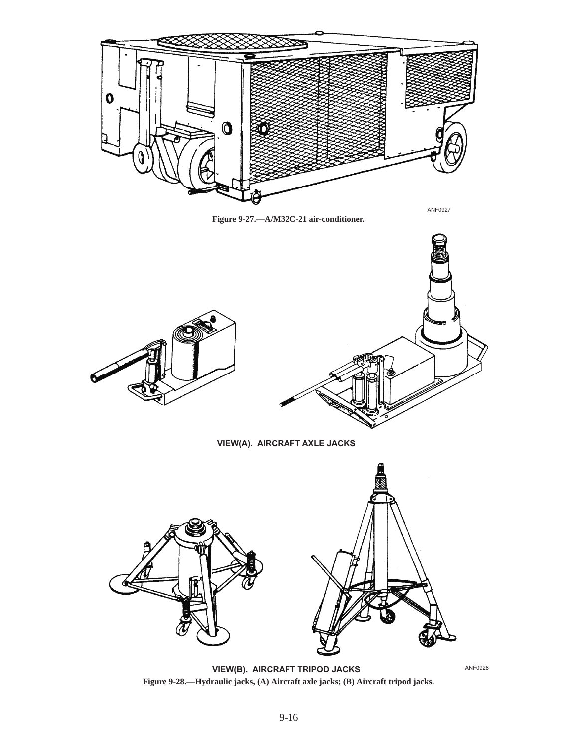ANF0927

Figure 9-27.—A/M32C-21 air-conditioner.

VIEW(A). AIRCRAFT AXLE JACKS

VIEW(B). AIRCRAFT TRIPOD JACKS

ANF0928

Figure 9-28.—Hydraulic jacks, (A) Aircraft axle jacks; (B) Aircraft tripod jacks.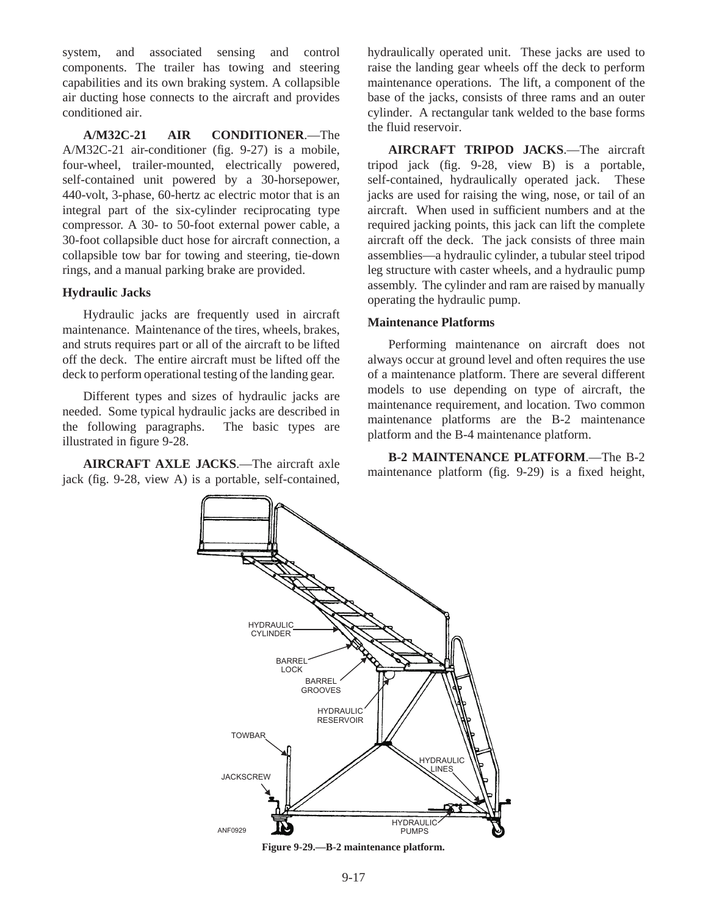system, and associated sensing and control components. The trailer has towing and steering capabilities and its own braking system. A collapsible air ducting hose connects to the aircraft and provides conditioned air.

**A/M32C-21 AIR CONDITIONER**.—The A/M32C-21 air-conditioner (fig. 9-27) is a mobile, four-wheel, trailer-mounted, electrically powered, self-contained unit powered by a 30-horsepower, 440-volt, 3-phase, 60-hertz ac electric motor that is an integral part of the six-cylinder reciprocating type compressor. A 30- to 50-foot external power cable, a 30-foot collapsible duct hose for aircraft connection, a collapsible tow bar for towing and steering, tie-down rings, and a manual parking brake are provided.

### Hydraulic Jacks

Hydraulic jacks are frequently used in aircraft maintenance. Maintenance of the tires, wheels, brakes, and struts requires part or all of the aircraft to be lifted off the deck. The entire aircraft must be lifted off the deck to perform operational testing of the landing gear.

Different types and sizes of hydraulic jacks are needed. Some typical hydraulic jacks are described in the following paragraphs. The basic types are illustrated in figure 9-28.

**AIRCRAFT AXLE JACKS**.—The aircraft axle jack (fig. 9-28, view A) is a portable, self-contained, hydraulically operated unit. These jacks are used to raise the landing gear wheels off the deck to perform maintenance operations. The lift, a component of the base of the jacks, consists of three rams and an outer cylinder. A rectangular tank welded to the base forms the fluid reservoir.

**AIRCRAFT TRIPOD JACKS**.—The aircraft tripod jack (fig. 9-28, view B) is a portable, self-contained, hydraulically operated jack. These jacks are used for raising the wing, nose, or tail of an aircraft. When used in sufficient numbers and at the required jacking points, this jack can lift the complete aircraft off the deck. The jack consists of three main assemblies—a hydraulic cylinder, a tubular steel tripod leg structure with caster wheels, and a hydraulic pump assembly. The cylinder and ram are raised by manually operating the hydraulic pump.

### Maintenance Platforms

Performing maintenance on aircraft does not always occur at ground level and often requires the use of a maintenance platform. There are several different models to use depending on type of aircraft, the maintenance requirement, and location. Two common maintenance platforms are the B-2 maintenance platform and the B-4 maintenance platform.

**B-2 MAINTENANCE PLATFORM**.—The B-2 maintenance platform (fig. 9-29) is a fixed height,

**Figure 9-29.—B-2 maintenance platform.**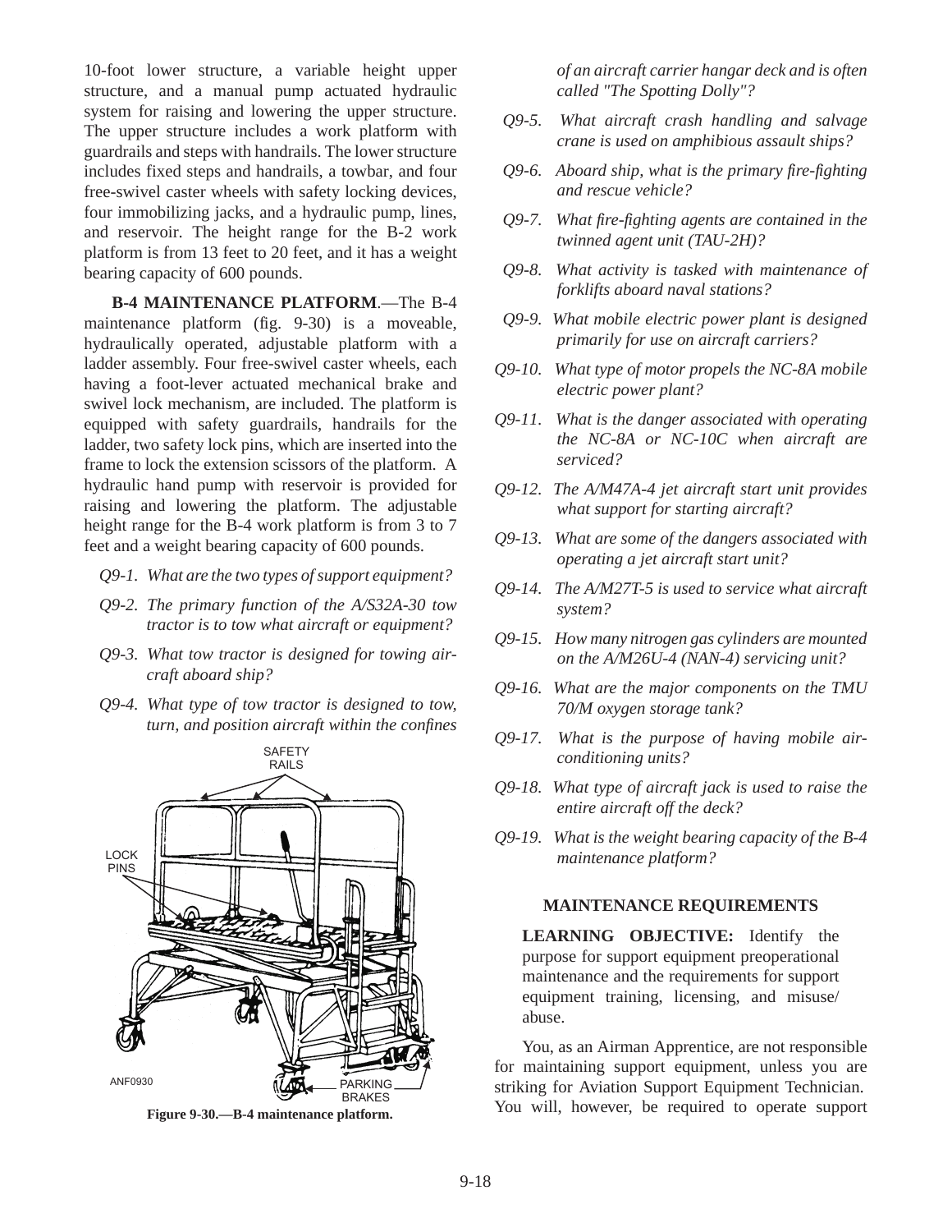10-foot lower structure, a variable height upper structure, and a manual pump actuated hydraulic system for raising and lowering the upper structure. The upper structure includes a work platform with guardrails and steps with handrails. The lower structure includes fixed steps and handrails, a towbar, and four free-swivel caster wheels with safety locking devices, four immobilizing jacks, and a hydraulic pump, lines, and reservoir. The height range for the B-2 work platform is from 13 feet to 20 feet, and it has a weight bearing capacity of 600 pounds.

**B-4 MAINTENANCE PLATFORM**.—The B-4 maintenance platform (fig. 9-30) is a moveable, hydraulically operated, adjustable platform with a ladder assembly. Four free-swivel caster wheels, each having a foot-lever actuated mechanical brake and swivel lock mechanism, are included. The platform is equipped with safety guardrails, handrails for the ladder, two safety lock pins, which are inserted into the frame to lock the extension scissors of the platform. A hydraulic hand pump with reservoir is provided for raising and lowering the platform. The adjustable height range for the B-4 work platform is from 3 to 7 feet and a weight bearing capacity of 600 pounds.

*Q9-1. What are the two types of support equipment?*

*Q9-2. The primary function of the A/S32A-30 tow tractor is to tow what aircraft or equipment?*

*Q9-3. What tow tractor is designed for towing aircraft aboard ship?*

*Q9-4. What type of tow tractor is designed to tow, turn, and position aircraft within the confines of an aircraft carrier hangar deck and is often called "The Spotting Dolly"?*

*Q9-5. What aircraft crash handling and salvage crane is used on amphibious assault ships?*

*Q9-6. Aboard ship, what is the primary fire-fighting and rescue vehicle?*

*Q9-7. What fire-fighting agents are contained in the twinned agent unit (TAU-2H)?*

*Q9-8. What activity is tasked with maintenance of forklifts aboard naval stations?*

*Q9-9. What mobile electric power plant is designed primarily for use on aircraft carriers?*

*Q9-10. What type of motor propels the NC-8A mobile electric power plant?*

*Q9-11. What is the danger associated with operating the NC-8A or NC-10C when aircraft are serviced?*

*Q9-12. The A/M47A-4 jet aircraft start unit provides what support for starting aircraft?*

*Q9-13. What are some of the dangers associated with operating a jet aircraft start unit?*

*Q9-14. The A/M27T-5 is used to service what aircraft system?*

*Q9-15. How many nitrogen gas cylinders are mounted on the A/M26U-4 (NAN-4) servicing unit?*

*Q9-16. What are the major components on the TMU 70/M oxygen storage tank?*

*Q9-17. What is the purpose of having mobile air-conditioning units?*

*Q9-18. What type of aircraft jack is used to raise the entire aircraft off the deck?*

*Q9-19. What is the weight bearing capacity of the B-4 maintenance platform?*

SAFETY RAILS

LOCK PINS

PARKING BRAKES

ANF0930

**Figure 9-30.—B-4 maintenance platform.**

## MAINTENANCE REQUIREMENTS

**LEARNING OBJECTIVE:** Identify the purpose for support equipment preoperational maintenance and the requirements for support equipment training, licensing, and misuse/abuse.

You, as an Airman Apprentice, are not responsible for maintaining support equipment, unless you are striking for Aviation Support Equipment Technician. You will, however, be required to operate support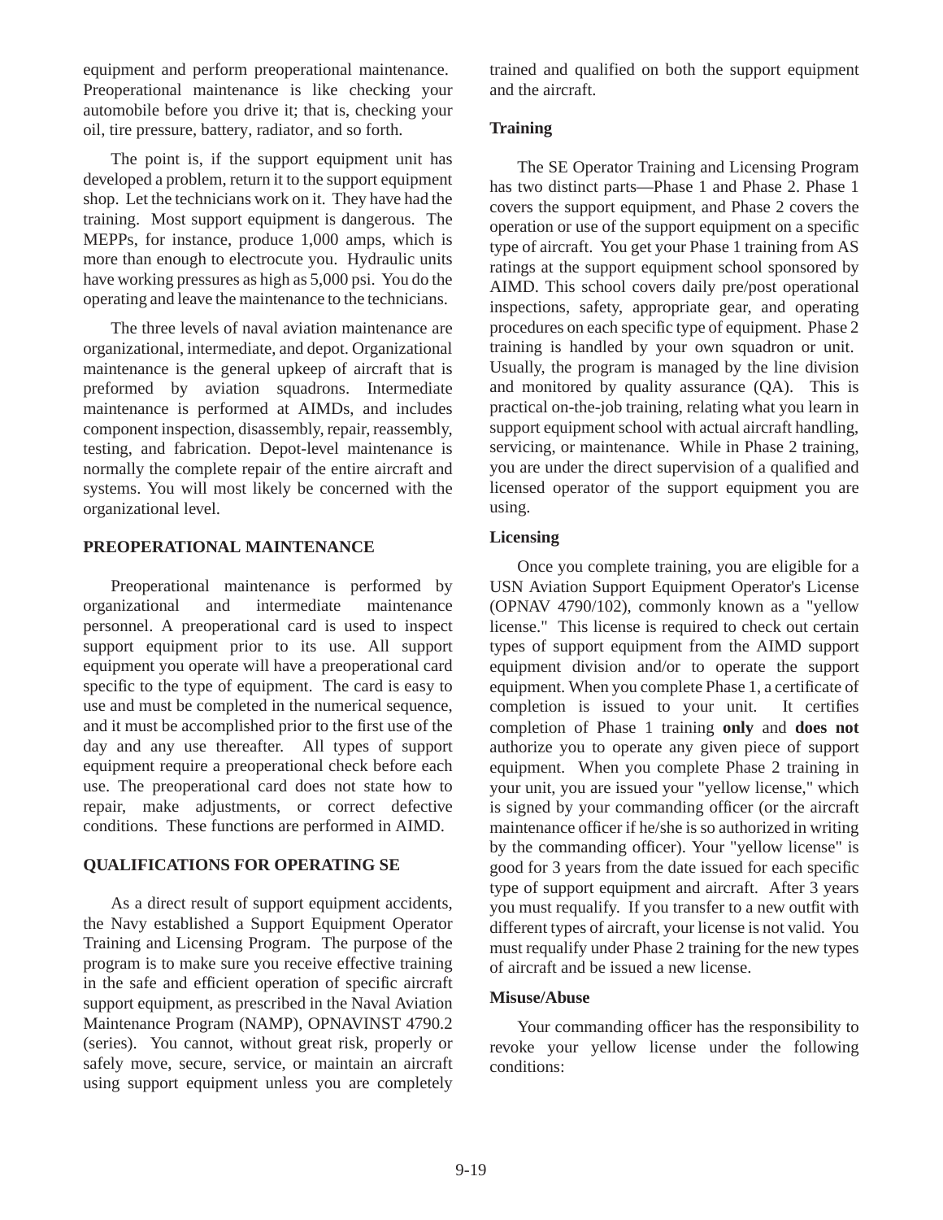equipment and perform preoperational maintenance. Preoperational maintenance is like checking your automobile before you drive it; that is, checking your oil, tire pressure, battery, radiator, and so forth.

The point is, if the support equipment unit has developed a problem, return it to the support equipment shop. Let the technicians work on it. They have had the training. Most support equipment is dangerous. The MEPPs, for instance, produce 1,000 amps, which is more than enough to electrocute you. Hydraulic units have working pressures as high as 5,000 psi. You do the operating and leave the maintenance to the technicians.

The three levels of naval aviation maintenance are organizational, intermediate, and depot. Organizational maintenance is the general upkeep of aircraft that is preformed by aviation squadrons. Intermediate maintenance is performed at AIMDs, and includes component inspection, disassembly, repair, reassembly, testing, and fabrication. Depot-level maintenance is normally the complete repair of the entire aircraft and systems. You will most likely be concerned with the organizational level.

## PREOPERATIONAL MAINTENANCE

Preoperational maintenance is performed by organizational and intermediate maintenance personnel. A preoperational card is used to inspect support equipment prior to its use. All support equipment you operate will have a preoperational card specific to the type of equipment. The card is easy to use and must be completed in the numerical sequence, and it must be accomplished prior to the first use of the day and any use thereafter. All types of support equipment require a preoperational check before each use. The preoperational card does not state how to repair, make adjustments, or correct defective conditions. These functions are performed in AIMD.

## QUALIFICATIONS FOR OPERATING SE

As a direct result of support equipment accidents, the Navy established a Support Equipment Operator Training and Licensing Program. The purpose of the program is to make sure you receive effective training in the safe and efficient operation of specific aircraft support equipment, as prescribed in the Naval Aviation Maintenance Program (NAMP), OPNAVINST 4790.2 (series). You cannot, without great risk, properly or safely move, secure, service, or maintain an aircraft using support equipment unless you are completely trained and qualified on both the support equipment and the aircraft.

### Training

The SE Operator Training and Licensing Program has two distinct parts—Phase 1 and Phase 2. Phase 1 covers the support equipment, and Phase 2 covers the operation or use of the support equipment on a specific type of aircraft. You get your Phase 1 training from AS ratings at the support equipment school sponsored by AIMD. This school covers daily pre/post operational inspections, safety, appropriate gear, and operating procedures on each specific type of equipment. Phase 2 training is handled by your own squadron or unit. Usually, the program is managed by the line division and monitored by quality assurance (QA). This is practical on-the-job training, relating what you learn in support equipment school with actual aircraft handling, servicing, or maintenance. While in Phase 2 training, you are under the direct supervision of a qualified and licensed operator of the support equipment you are using.

### Licensing

Once you complete training, you are eligible for a USN Aviation Support Equipment Operator's License (OPNAV 4790/102), commonly known as a "yellow license." This license is required to check out certain types of support equipment from the AIMD support equipment division and/or to operate the support equipment. When you complete Phase 1, a certificate of completion is issued to your unit. It certifies completion of Phase 1 training **only** and **does not** authorize you to operate any given piece of support equipment. When you complete Phase 2 training in your unit, you are issued your "yellow license," which is signed by your commanding officer (or the aircraft maintenance officer if he/she is so authorized in writing by the commanding officer). Your "yellow license" is good for 3 years from the date issued for each specific type of support equipment and aircraft. After 3 years you must requalify. If you transfer to a new outfit with different types of aircraft, your license is not valid. You must requalify under Phase 2 training for the new types of aircraft and be issued a new license.

### Misuse/Abuse

Your commanding officer has the responsibility to revoke your yellow license under the following conditions: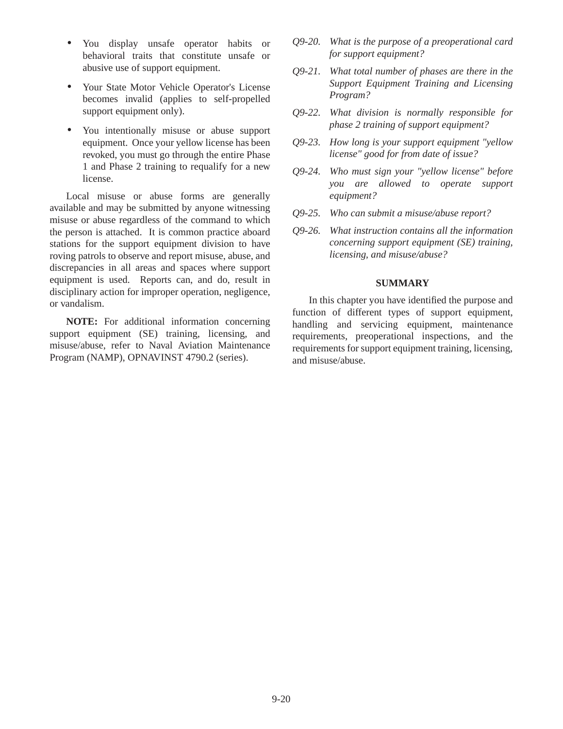- You display unsafe operator habits or behavioral traits that constitute unsafe or abusive use of support equipment.
- Your State Motor Vehicle Operator's License becomes invalid (applies to self-propelled support equipment only).
- You intentionally misuse or abuse support equipment. Once your yellow license has been revoked, you must go through the entire Phase 1 and Phase 2 training to requalify for a new license.

Local misuse or abuse forms are generally available and may be submitted by anyone witnessing misuse or abuse regardless of the command to which the person is attached. It is common practice aboard stations for the support equipment division to have roving patrols to observe and report misuse, abuse, and discrepancies in all areas and spaces where support equipment is used. Reports can, and do, result in disciplinary action for improper operation, negligence, or vandalism.

**NOTE:** For additional information concerning support equipment (SE) training, licensing, and misuse/abuse, refer to Naval Aviation Maintenance Program (NAMP), OPNAVINST 4790.2 (series).

*Q9-20. What is the purpose of a preoperational card for support equipment?*

*Q9-21. What total number of phases are there in the Support Equipment Training and Licensing Program?*

*Q9-22. What division is normally responsible for phase 2 training of support equipment?*

*Q9-23. How long is your support equipment "yellow license" good for from date of issue?*

*Q9-24. Who must sign your "yellow license" before you are allowed to operate support equipment?*

*Q9-25. Who can submit a misuse/abuse report?*

*Q9-26. What instruction contains all the information concerning support equipment (SE) training, licensing, and misuse/abuse?*

## SUMMARY

In this chapter you have identified the purpose and function of different types of support equipment, handling and servicing equipment, maintenance requirements, preoperational inspections, and the requirements for support equipment training, licensing, and misuse/abuse.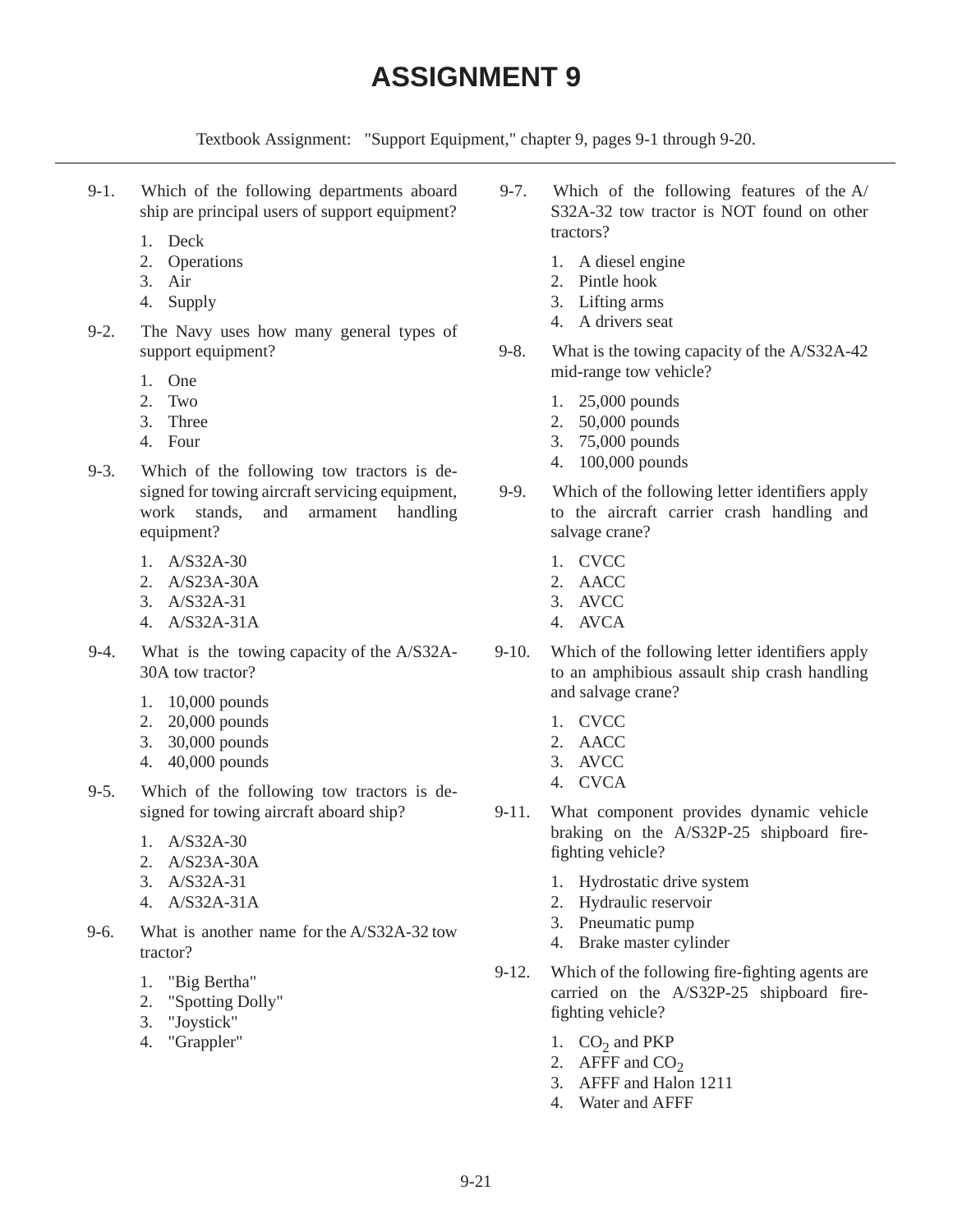# ASSIGNMENT 9

Textbook Assignment: "Support Equipment," chapter 9, pages 9-1 through 9-20.

---

9-1. Which of the following departments aboard ship are principal users of support equipment?

1. Deck
2. Operations
3. Air
4. Supply

9-2. The Navy uses how many general types of support equipment?

1. One
2. Two
3. Three
4. Four

9-3. Which of the following tow tractors is designed for towing aircraft servicing equipment, work stands, and armament handling equipment?

1. A/S32A-30
2. A/S23A-30A
3. A/S32A-31
4. A/S32A-31A

9-4. What is the towing capacity of the A/S32A-30A tow tractor?

1. 10,000 pounds
2. 20,000 pounds
3. 30,000 pounds
4. 40,000 pounds

9-5. Which of the following tow tractors is designed for towing aircraft aboard ship?

1. A/S32A-30
2. A/S23A-30A
3. A/S32A-31
4. A/S32A-31A

9-6. What is another name for the A/S32A-32 tow tractor?

1. "Big Bertha"
2. "Spotting Dolly"
3. "Joystick"
4. "Grappler"

9-7. Which of the following features of the A/S32A-32 tow tractor is NOT found on other tractors?

1. A diesel engine
2. Pintle hook
3. Lifting arms
4. A drivers seat

9-8. What is the towing capacity of the A/S32A-42 mid-range tow vehicle?

1. 25,000 pounds
2. 50,000 pounds
3. 75,000 pounds
4. 100,000 pounds

9-9. Which of the following letter identifiers apply to the aircraft carrier crash handling and salvage crane?

1. CVCC
2. AACC
3. AVCC
4. AVCA

9-10. Which of the following letter identifiers apply to an amphibious assault ship crash handling and salvage crane?

1. CVCC
2. AACC
3. AVCC
4. CVCA

9-11. What component provides dynamic vehicle braking on the A/S32P-25 shipboard fire-fighting vehicle?

1. Hydrostatic drive system
2. Hydraulic reservoir
3. Pneumatic pump
4. Brake master cylinder

9-12. Which of the following fire-fighting agents are carried on the A/S32P-25 shipboard fire-fighting vehicle?

1. $CO_2$ and PKP
2. AFFF and $CO_2$
3. AFFF and Halon 1211
4. Water and AFFF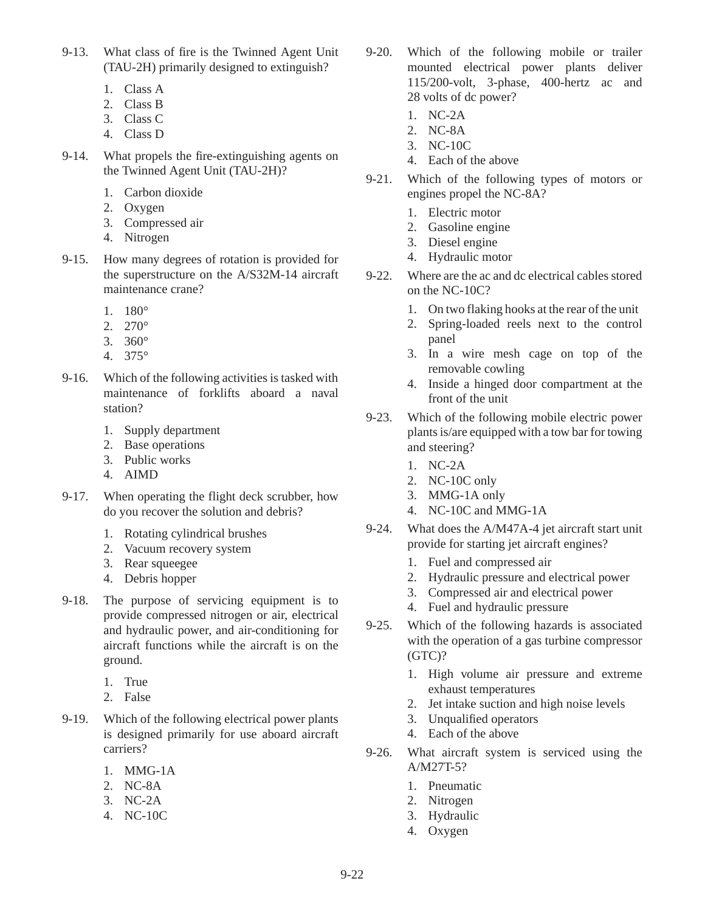9-13. What class of fire is the Twinned Agent Unit (TAU-2H) primarily designed to extinguish?

1. Class A
2. Class B
3. Class C
4. Class D

9-14. What propels the fire-extinguishing agents on the Twinned Agent Unit (TAU-2H)?

1. Carbon dioxide
2. Oxygen
3. Compressed air
4. Nitrogen

9-15. How many degrees of rotation is provided for the superstructure on the A/S32M-14 aircraft maintenance crane?

1. 180°
2. 270°
3. 360°
4. 375°

9-16. Which of the following activities is tasked with maintenance of forklifts aboard a naval station?

1. Supply department
2. Base operations
3. Public works
4. AIMD

9-17. When operating the flight deck scrubber, how do you recover the solution and debris?

1. Rotating cylindrical brushes
2. Vacuum recovery system
3. Rear squeegee
4. Debris hopper

9-18. The purpose of servicing equipment is to provide compressed nitrogen or air, electrical and hydraulic power, and air-conditioning for aircraft functions while the aircraft is on the ground.

1. True
2. False

9-19. Which of the following electrical power plants is designed primarily for use aboard aircraft carriers?

1. MMG-1A
2. NC-8A
3. NC-2A
4. NC-10C

9-20. Which of the following mobile or trailer mounted electrical power plants deliver 115/200-volt, 3-phase, 400-hertz ac and 28 volts of dc power?

1. NC-2A
2. NC-8A
3. NC-10C
4. Each of the above

9-21. Which of the following types of motors or engines propel the NC-8A?

1. Electric motor
2. Gasoline engine
3. Diesel engine
4. Hydraulic motor

9-22. Where are the ac and dc electrical cables stored on the NC-10C?

1. On two flaking hooks at the rear of the unit
2. Spring-loaded reels next to the control panel
3. In a wire mesh cage on top of the removable cowling
4. Inside a hinged door compartment at the front of the unit

9-23. Which of the following mobile electric power plants is/are equipped with a tow bar for towing and steering?

1. NC-2A
2. NC-10C only
3. MMG-1A only
4. NC-10C and MMG-1A

9-24. What does the A/M47A-4 jet aircraft start unit provide for starting jet aircraft engines?

1. Fuel and compressed air
2. Hydraulic pressure and electrical power
3. Compressed air and electrical power
4. Fuel and hydraulic pressure

9-25. Which of the following hazards is associated with the operation of a gas turbine compressor (GTC)?

1. High volume air pressure and extreme exhaust temperatures
2. Jet intake suction and high noise levels
3. Unqualified operators
4. Each of the above

9-26. What aircraft system is serviced using the A/M27T-5?

1. Pneumatic
2. Nitrogen
3. Hydraulic
4. Oxygen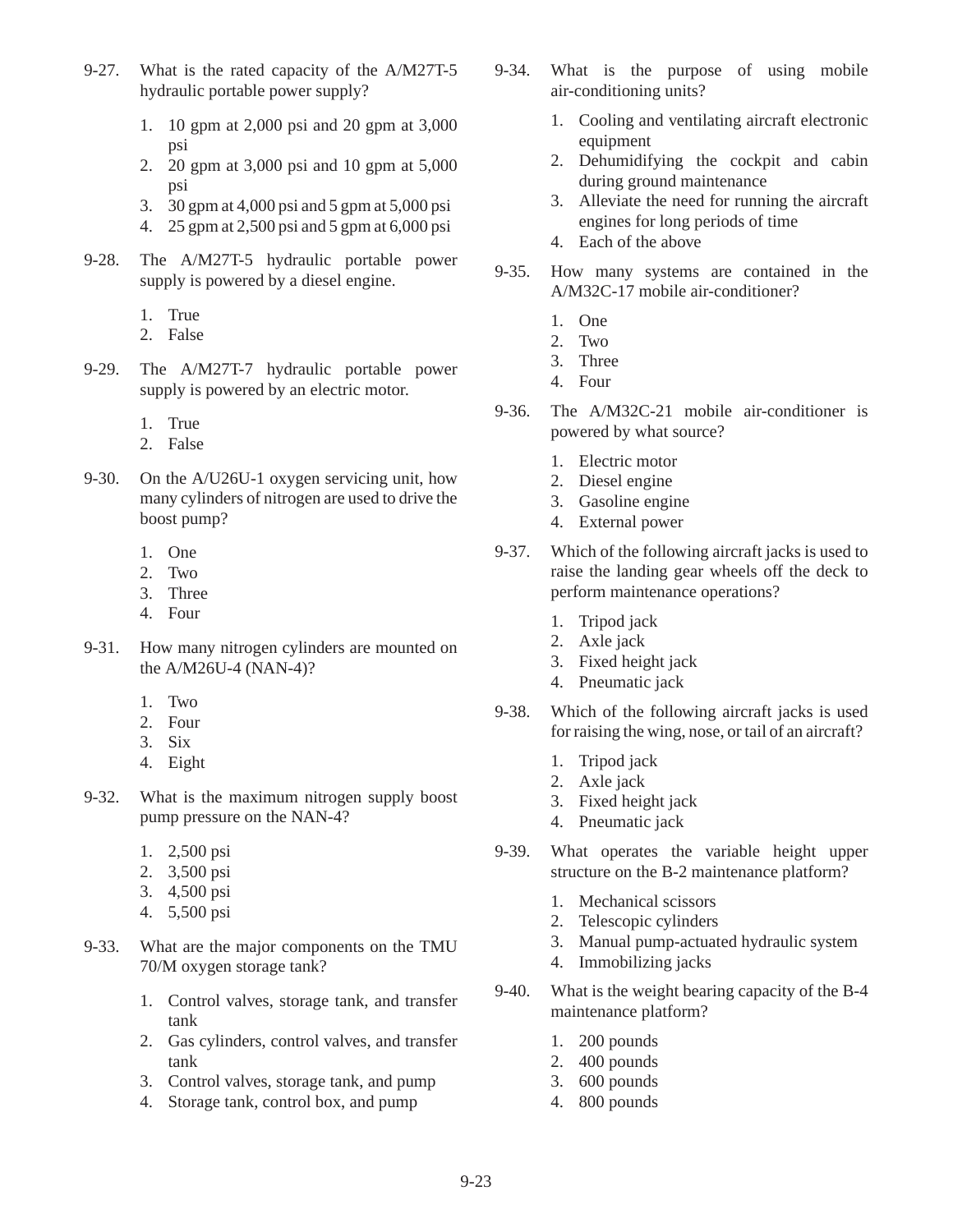9-27. What is the rated capacity of the A/M27T-5 hydraulic portable power supply?

1. 10 gpm at 2,000 psi and 20 gpm at 3,000 psi
2. 20 gpm at 3,000 psi and 10 gpm at 5,000 psi
3. 30 gpm at 4,000 psi and 5 gpm at 5,000 psi
4. 25 gpm at 2,500 psi and 5 gpm at 6,000 psi

9-28. The A/M27T-5 hydraulic portable power supply is powered by a diesel engine.

1. True
2. False

9-29. The A/M27T-7 hydraulic portable power supply is powered by an electric motor.

1. True
2. False

9-30. On the A/U26U-1 oxygen servicing unit, how many cylinders of nitrogen are used to drive the boost pump?

1. One
2. Two
3. Three
4. Four

9-31. How many nitrogen cylinders are mounted on the A/M26U-4 (NAN-4)?

1. Two
2. Four
3. Six
4. Eight

9-32. What is the maximum nitrogen supply boost pump pressure on the NAN-4?

1. 2,500 psi
2. 3,500 psi
3. 4,500 psi
4. 5,500 psi

9-33. What are the major components on the TMU 70/M oxygen storage tank?

1. Control valves, storage tank, and transfer tank
2. Gas cylinders, control valves, and transfer tank
3. Control valves, storage tank, and pump
4. Storage tank, control box, and pump

9-34. What is the purpose of using mobile air-conditioning units?

1. Cooling and ventilating aircraft electronic equipment
2. Dehumidifying the cockpit and cabin during ground maintenance
3. Alleviate the need for running the aircraft engines for long periods of time
4. Each of the above

9-35. How many systems are contained in the A/M32C-17 mobile air-conditioner?

1. One
2. Two
3. Three
4. Four

9-36. The A/M32C-21 mobile air-conditioner is powered by what source?

1. Electric motor
2. Diesel engine
3. Gasoline engine
4. External power

9-37. Which of the following aircraft jacks is used to raise the landing gear wheels off the deck to perform maintenance operations?

1. Tripod jack
2. Axle jack
3. Fixed height jack
4. Pneumatic jack

9-38. Which of the following aircraft jacks is used for raising the wing, nose, or tail of an aircraft?

1. Tripod jack
2. Axle jack
3. Fixed height jack
4. Pneumatic jack

9-39. What operates the variable height upper structure on the B-2 maintenance platform?

1. Mechanical scissors
2. Telescopic cylinders
3. Manual pump-actuated hydraulic system
4. Immobilizing jacks

9-40. What is the weight bearing capacity of the B-4 maintenance platform?

1. 200 pounds
2. 400 pounds
3. 600 pounds
4. 800 pounds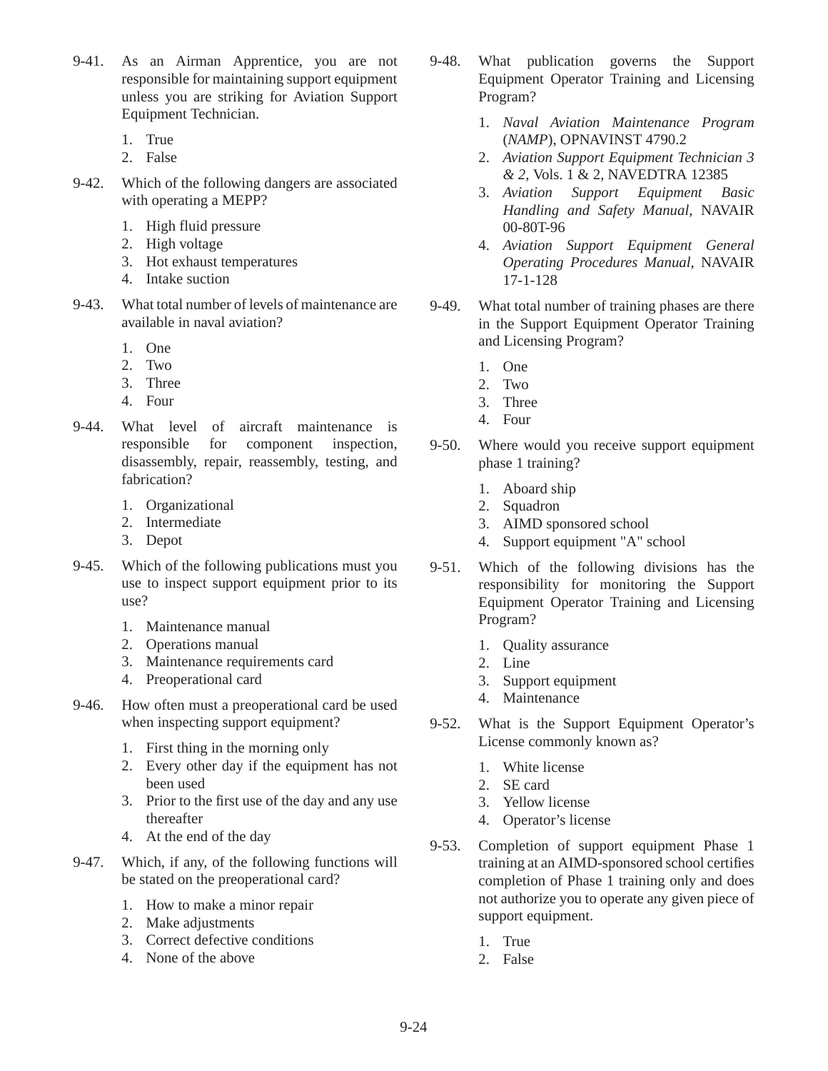9-41. As an Airman Apprentice, you are not responsible for maintaining support equipment unless you are striking for Aviation Support Equipment Technician.

1. True
2. False

9-42. Which of the following dangers are associated with operating a MEPP?

1. High fluid pressure
2. High voltage
3. Hot exhaust temperatures
4. Intake suction

9-43. What total number of levels of maintenance are available in naval aviation?

1. One
2. Two
3. Three
4. Four

9-44. What level of aircraft maintenance is responsible for component inspection, disassembly, repair, reassembly, testing, and fabrication?

1. Organizational
2. Intermediate
3. Depot

9-45. Which of the following publications must you use to inspect support equipment prior to its use?

1. Maintenance manual
2. Operations manual
3. Maintenance requirements card
4. Preoperational card

9-46. How often must a preoperational card be used when inspecting support equipment?

1. First thing in the morning only
2. Every other day if the equipment has not been used
3. Prior to the first use of the day and any use thereafter
4. At the end of the day

9-47. Which, if any, of the following functions will be stated on the preoperational card?

1. How to make a minor repair
2. Make adjustments
3. Correct defective conditions
4. None of the above

9-48. What publication governs the Support Equipment Operator Training and Licensing Program?

1. *Naval Aviation Maintenance Program* (*NAMP*), OPNAVINST 4790.2
2. *Aviation Support Equipment Technician 3 & 2*, Vols. 1 & 2, NAVEDTRA 12385
3. *Aviation Support Equipment Basic Handling and Safety Manual*, NAVAIR 00-80T-96
4. *Aviation Support Equipment General Operating Procedures Manual*, NAVAIR 17-1-128

9-49. What total number of training phases are there in the Support Equipment Operator Training and Licensing Program?

1. One
2. Two
3. Three
4. Four

9-50. Where would you receive support equipment phase 1 training?

1. Aboard ship
2. Squadron
3. AIMD sponsored school
4. Support equipment "A" school

9-51. Which of the following divisions has the responsibility for monitoring the Support Equipment Operator Training and Licensing Program?

1. Quality assurance
2. Line
3. Support equipment
4. Maintenance

9-52. What is the Support Equipment Operator's License commonly known as?

1. White license
2. SE card
3. Yellow license
4. Operator's license

9-53. Completion of support equipment Phase 1 training at an AIMD-sponsored school certifies completion of Phase 1 training only and does not authorize you to operate any given piece of support equipment.

1. True
2. False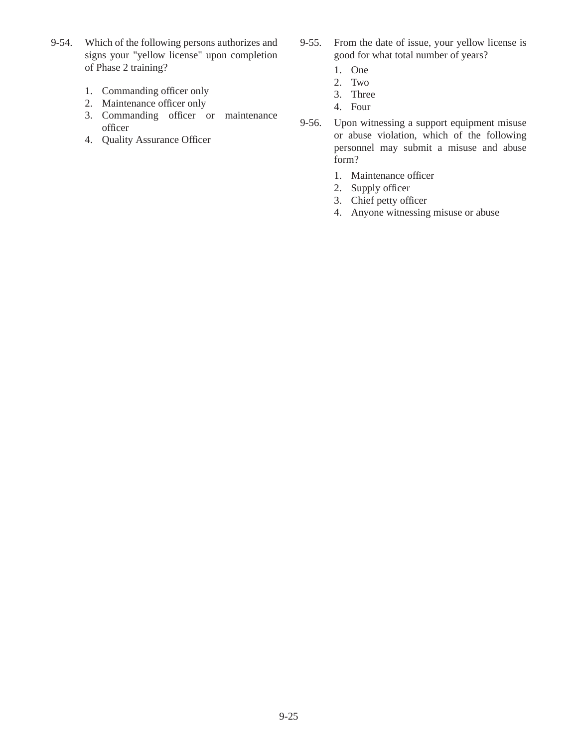9-54. Which of the following persons authorizes and signs your "yellow license" upon completion of Phase 2 training?

1. Commanding officer only
2. Maintenance officer only
3. Commanding officer or maintenance officer
4. Quality Assurance Officer

9-55. From the date of issue, your yellow license is good for what total number of years?

1. One
2. Two
3. Three
4. Four

9-56. Upon witnessing a support equipment misuse or abuse violation, which of the following personnel may submit a misuse and abuse form?

1. Maintenance officer
2. Supply officer
3. Chief petty officer
4. Anyone witnessing misuse or abuse